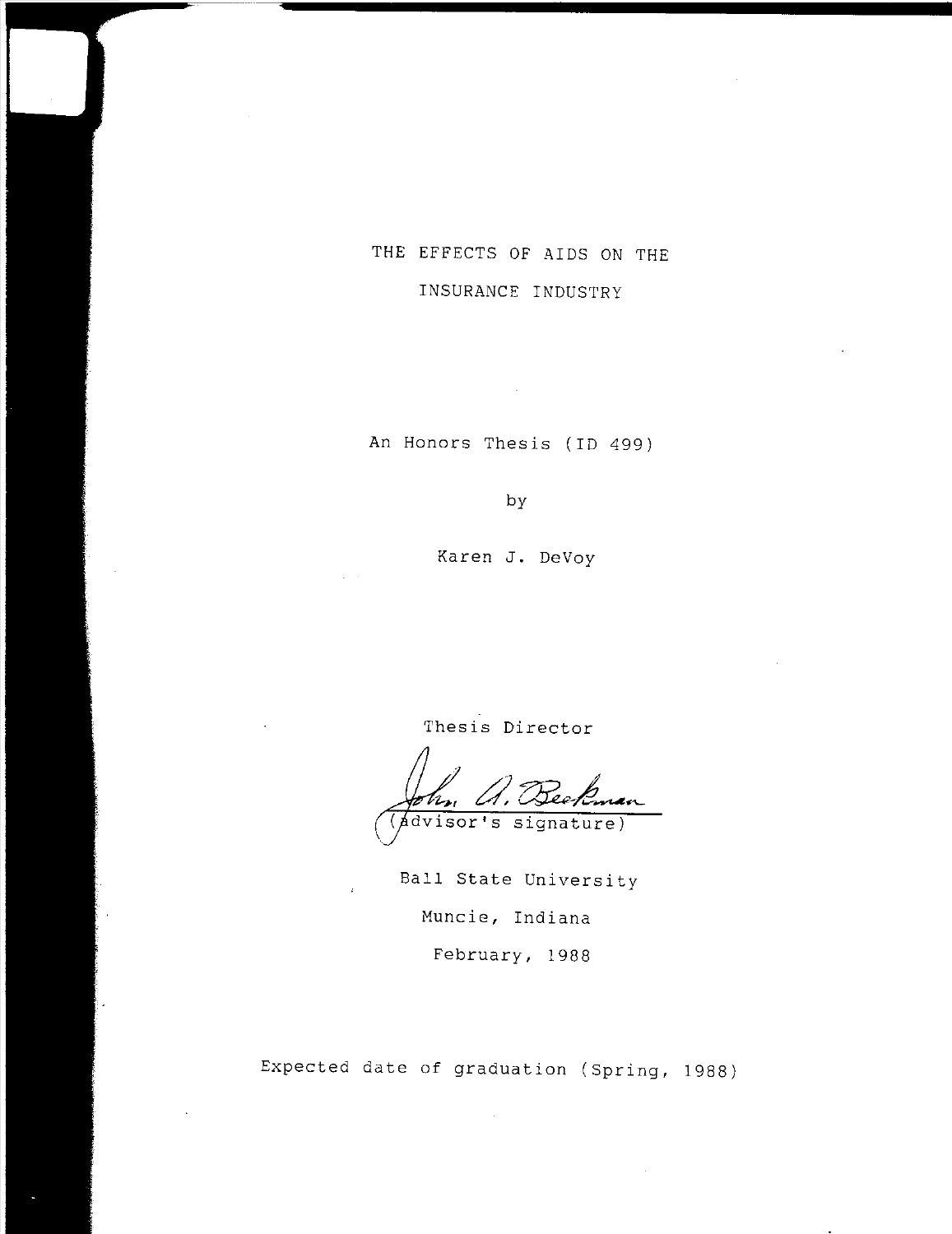# THE EFFECTS OF AIDS ON THE INSURANCE INDUSTRY

An Honors Thesis (ID 499)

by

Karen J. DeVoy

Thesis Director

John A. Beekman

(advisor's signature)

Ball State University

Muncie, Indiana

February, 1988

Expected date of graduation (Spring, 1988)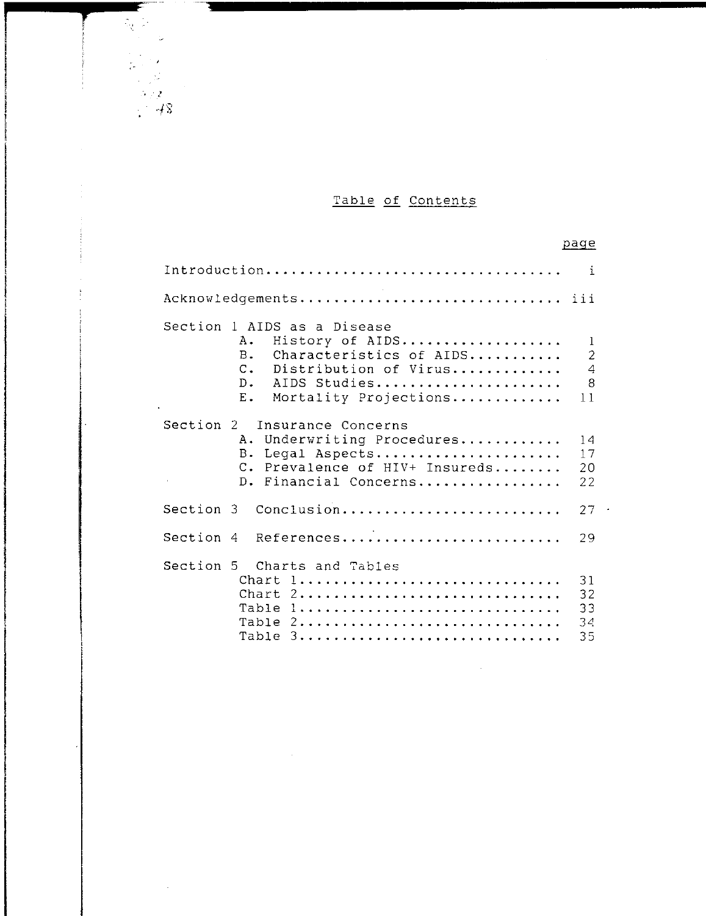# Table of Contents

| | page |
|---|---|
| Introduction | i |
| Acknowledgements | iii |
| **Section 1 AIDS as a Disease** | |
| A. History of AIDS | 1 |
| B. Characteristics of AIDS | 2 |
| C. Distribution of Virus | 4 |
| D. AIDS Studies | 8 |
| E. Mortality Projections | 11 |
| **Section 2 Insurance Concerns** | |
| A. Underwriting Procedures | 14 |
| B. Legal Aspects | 17 |
| C. Prevalence of HIV+ Insureds | 20 |
| D. Financial Concerns | 22 |
| **Section 3 Conclusion** | 27 |
| **Section 4 References** | 29 |
| **Section 5 Charts and Tables** | |
| Chart 1 | 31 |
| Chart 2 | 32 |
| Table 1 | 33 |
| Table 2 | 34 |
| Table 3 | 35 |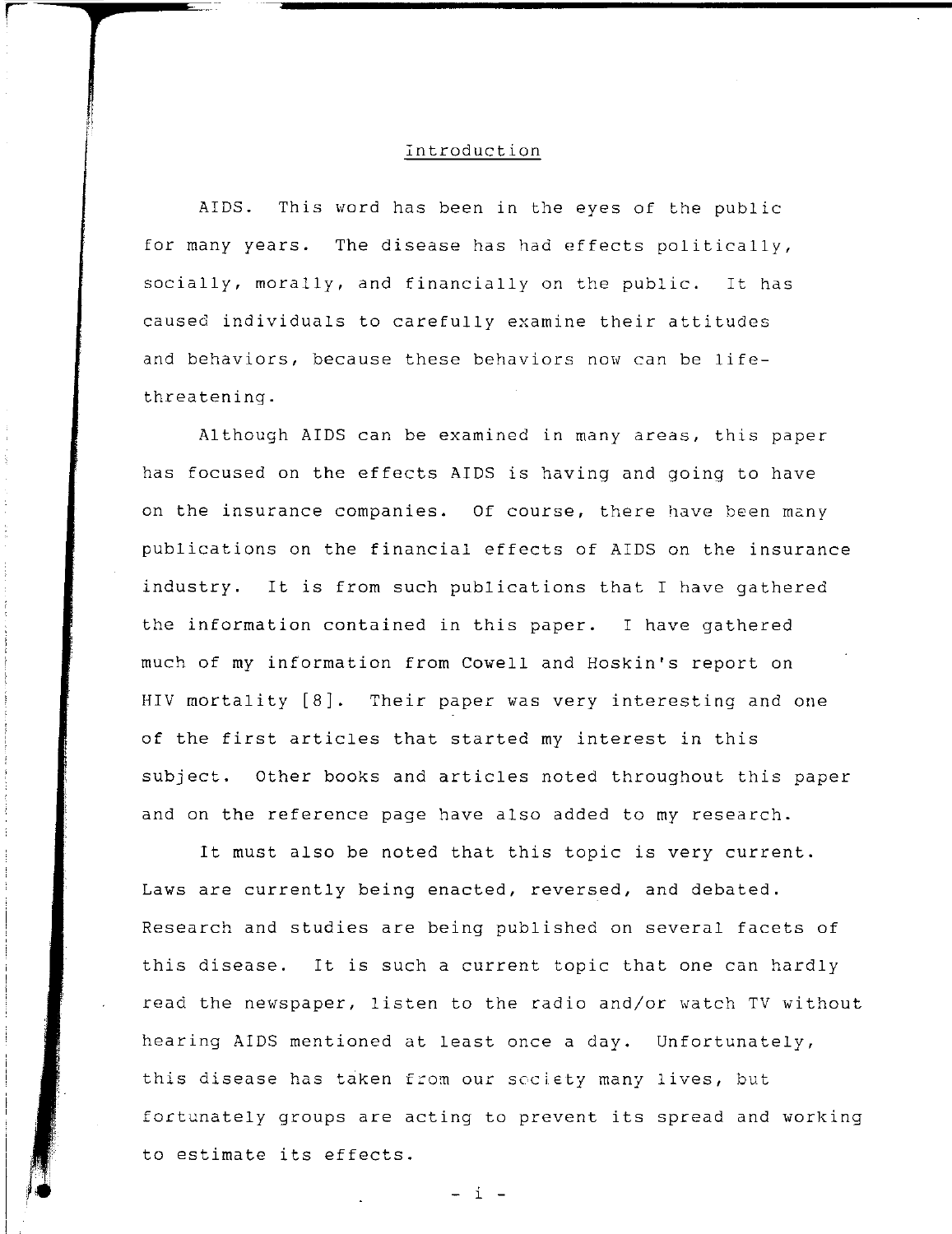# Introduction

AIDS. This word has been in the eyes of the public for many years. The disease has had effects politically, socially, morally, and financially on the public. It has caused individuals to carefully examine their attitudes and behaviors, because these behaviors now can be life-threatening.

Although AIDS can be examined in many areas, this paper has focused on the effects AIDS is having and going to have on the insurance companies. Of course, there have been many publications on the financial effects of AIDS on the insurance industry. It is from such publications that I have gathered the information contained in this paper. I have gathered much of my information from Cowell and Hoskin's report on HIV mortality [8]. Their paper was very interesting and one of the first articles that started my interest in this subject. Other books and articles noted throughout this paper and on the reference page have also added to my research.

It must also be noted that this topic is very current. Laws are currently being enacted, reversed, and debated. Research and studies are being published on several facets of this disease. It is such a current topic that one can hardly read the newspaper, listen to the radio and/or watch TV without hearing AIDS mentioned at least once a day. Unfortunately, this disease has taken from our society many lives, but fortunately groups are acting to prevent its spread and working to estimate its effects.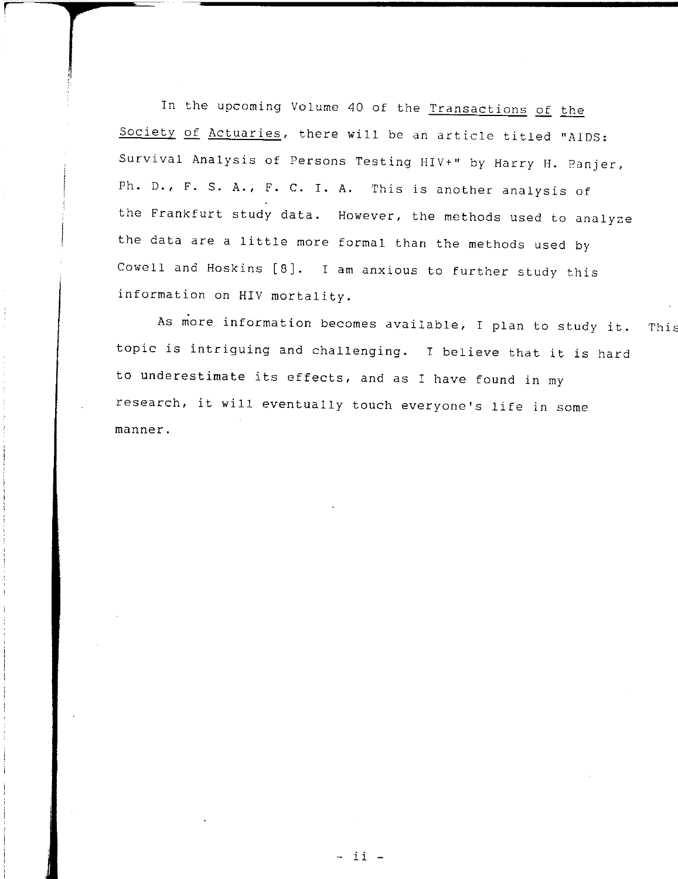In the upcoming Volume 40 of the _Transactions of the Society of Actuaries_, there will be an article titled "AIDS: Survival Analysis of Persons Testing HIV+" by Harry H. Panjer, Ph. D., F. S. A., F. C. I. A. This is another analysis of the Frankfurt study data. However, the methods used to analyze the data are a little more formal than the methods used by Cowell and Hoskins [8]. I am anxious to further study this information on HIV mortality.

As more information becomes available, I plan to study it. This topic is intriguing and challenging. I believe that it is hard to underestimate its effects, and as I have found in my research, it will eventually touch everyone's life in some manner.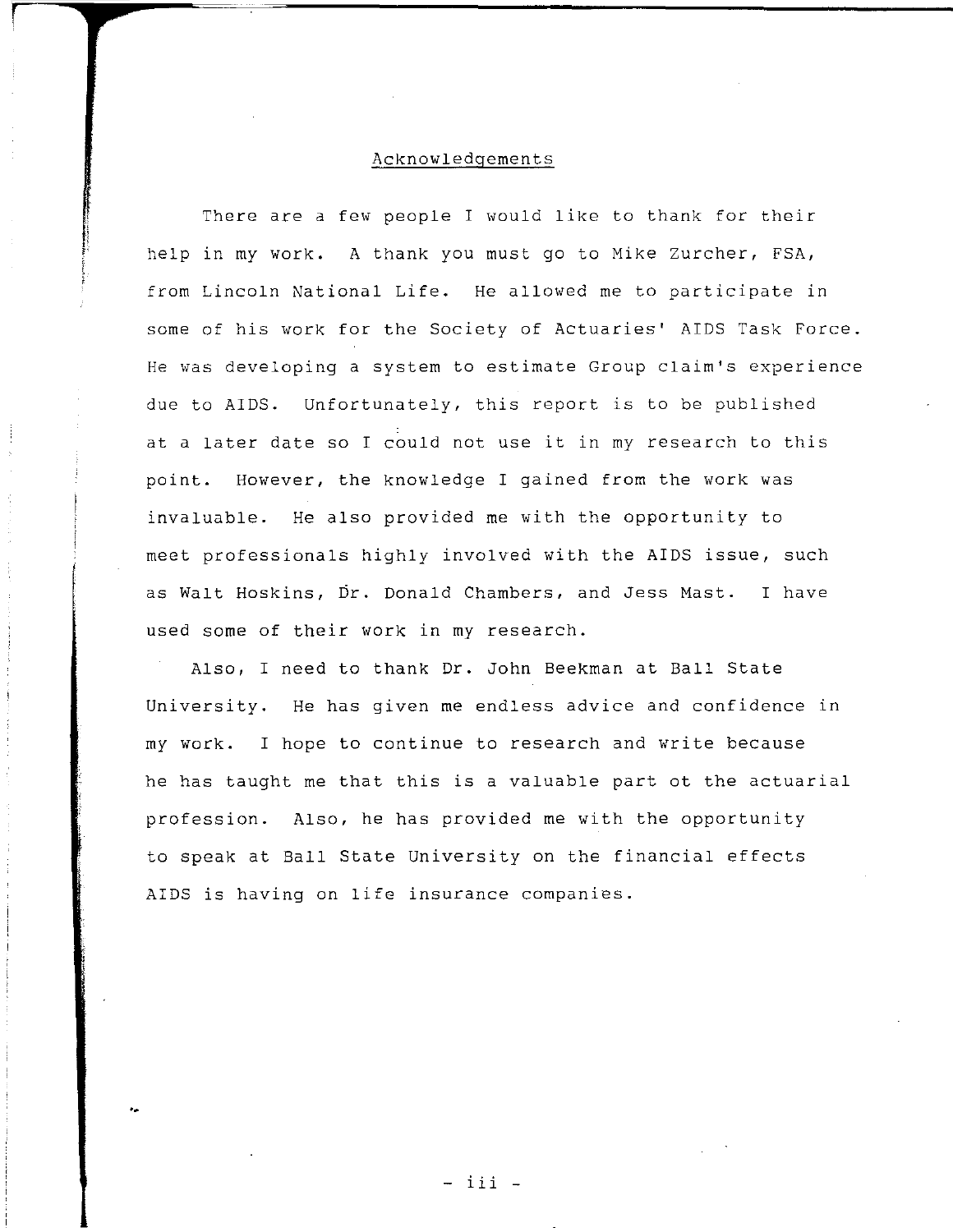# Acknowledgements

There are a few people I would like to thank for their help in my work. A thank you must go to Mike Zurcher, FSA, from Lincoln National Life. He allowed me to participate in some of his work for the Society of Actuaries' AIDS Task Force. He was developing a system to estimate Group claim's experience due to AIDS. Unfortunately, this report is to be published at a later date so I could not use it in my research to this point. However, the knowledge I gained from the work was invaluable. He also provided me with the opportunity to meet professionals highly involved with the AIDS issue, such as Walt Hoskins, Dr. Donald Chambers, and Jess Mast. I have used some of their work in my research.

Also, I need to thank Dr. John Beekman at Ball State University. He has given me endless advice and confidence in my work. I hope to continue to research and write because he has taught me that this is a valuable part ot the actuarial profession. Also, he has provided me with the opportunity to speak at Ball State University on the financial effects AIDS is having on life insurance companies.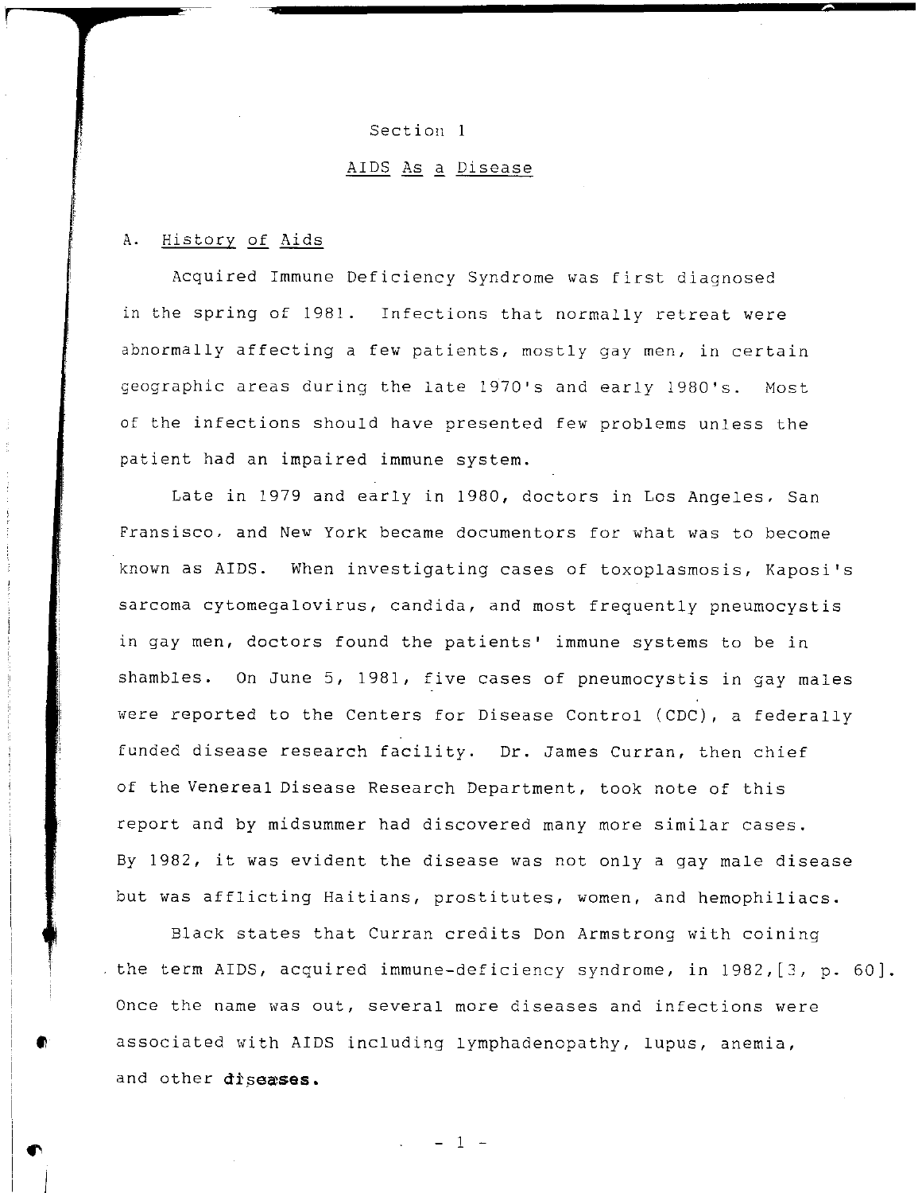# Section 1

## AIDS As a Disease

### A. History of Aids

Acquired Immune Deficiency Syndrome was first diagnosed in the spring of 1981. Infections that normally retreat were abnormally affecting a few patients, mostly gay men, in certain geographic areas during the late 1970's and early 1980's. Most of the infections should have presented few problems unless the patient had an impaired immune system.

Late in 1979 and early in 1980, doctors in Los Angeles, San Fransisco, and New York became documentors for what was to become known as AIDS. When investigating cases of toxoplasmosis, Kaposi's sarcoma cytomegalovirus, candida, and most frequently pneumocystis in gay men, doctors found the patients' immune systems to be in shambles. On June 5, 1981, five cases of pneumocystis in gay males were reported to the Centers for Disease Control (CDC), a federally funded disease research facility. Dr. James Curran, then chief of the Venereal Disease Research Department, took note of this report and by midsummer had discovered many more similar cases. By 1982, it was evident the disease was not only a gay male disease but was afflicting Haitians, prostitutes, women, and hemophiliacs.

Black states that Curran credits Don Armstrong with coining the term AIDS, acquired immune-deficiency syndrome, in 1982,[3, p. 60]. Once the name was out, several more diseases and infections were associated with AIDS including lymphadenopathy, lupus, anemia, and other diseases.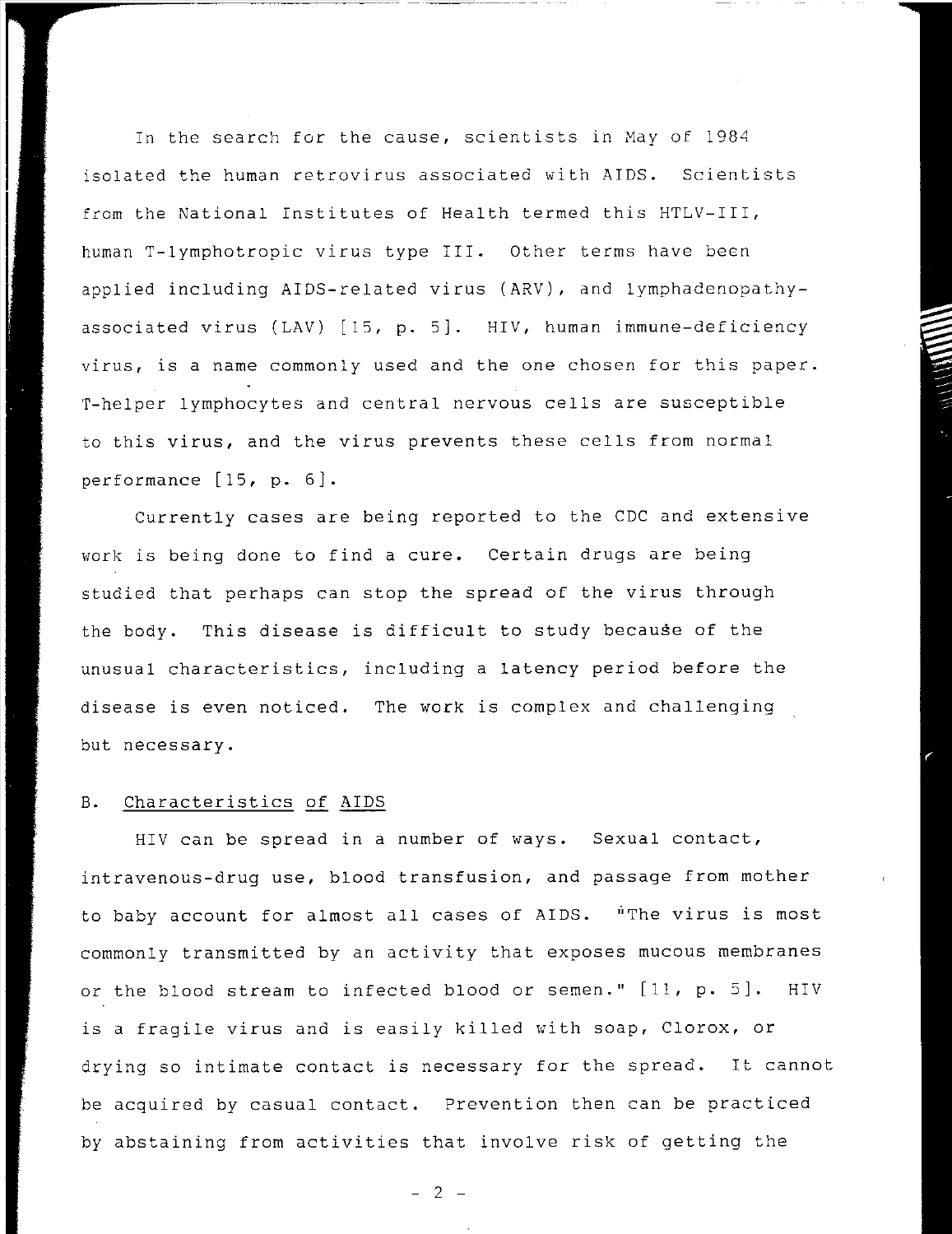In the search for the cause, scientists in May of 1984 isolated the human retrovirus associated with AIDS. Scientists from the National Institutes of Health termed this HTLV-III, human T-lymphotropic virus type III. Other terms have been applied including AIDS-related virus (ARV), and lymphadenopathy-associated virus (LAV) [15, p. 5]. HIV, human immune-deficiency virus, is a name commonly used and the one chosen for this paper. T-helper lymphocytes and central nervous cells are susceptible to this virus, and the virus prevents these cells from normal performance [15, p. 6].

Currently cases are being reported to the CDC and extensive work is being done to find a cure. Certain drugs are being studied that perhaps can stop the spread of the virus through the body. This disease is difficult to study because of the unusual characteristics, including a latency period before the disease is even noticed. The work is complex and challenging but necessary.

## B. Characteristics of AIDS

HIV can be spread in a number of ways. Sexual contact, intravenous-drug use, blood transfusion, and passage from mother to baby account for almost all cases of AIDS. "The virus is most commonly transmitted by an activity that exposes mucous membranes or the blood stream to infected blood or semen." [11, p. 5]. HIV is a fragile virus and is easily killed with soap, Clorox, or drying so intimate contact is necessary for the spread. It cannot be acquired by casual contact. Prevention then can be practiced by abstaining from activities that involve risk of getting the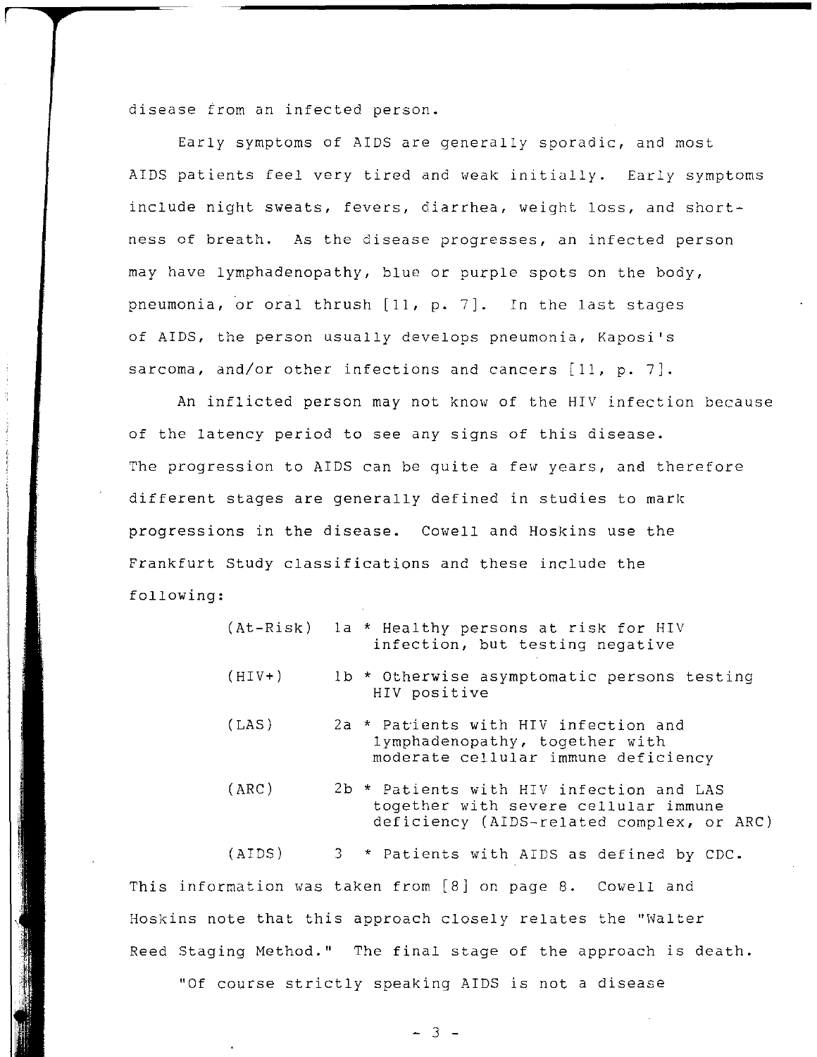disease from an infected person.

Early symptoms of AIDS are generally sporadic, and most AIDS patients feel very tired and weak initially. Early symptoms include night sweats, fevers, diarrhea, weight loss, and shortness of breath. As the disease progresses, an infected person may have lymphadenopathy, blue or purple spots on the body, pneumonia, or oral thrush [11, p. 7]. In the last stages of AIDS, the person usually develops pneumonia, Kaposi's sarcoma, and/or other infections and cancers [11, p. 7].

An inflicted person may not know of the HIV infection because of the latency period to see any signs of this disease. The progression to AIDS can be quite a few years, and therefore different stages are generally defined in studies to mark progressions in the disease. Cowell and Hoskins use the Frankfurt Study classifications and these include the following:

| | | |
|---|---|---|
| (At-Risk) | 1a | * Healthy persons at risk for HIV infection, but testing negative |
| (HIV+) | 1b | * Otherwise asymptomatic persons testing HIV positive |
| (LAS) | 2a | * Patients with HIV infection and lymphadenopathy, together with moderate cellular immune deficiency |
| (ARC) | 2b | * Patients with HIV infection and LAS together with severe cellular immune deficiency (AIDS-related complex, or ARC) |
| (AIDS) | 3 | * Patients with AIDS as defined by CDC. |

This information was taken from [8] on page 8. Cowell and Hoskins note that this approach closely relates the "Walter Reed Staging Method." The final stage of the approach is death.

"Of course strictly speaking AIDS is not a disease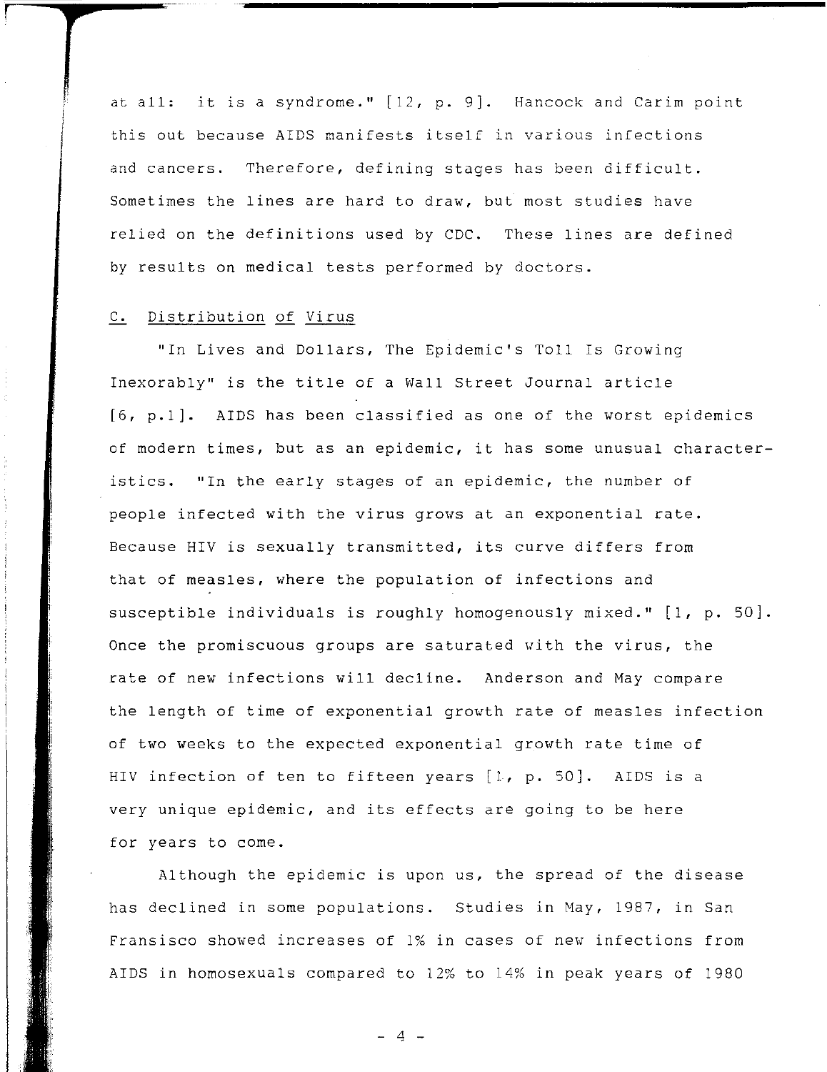at all: it is a syndrome." [12, p. 9]. Hancock and Carim point this out because AIDS manifests itself in various infections and cancers. Therefore, defining stages has been difficult. Sometimes the lines are hard to draw, but most studies have relied on the definitions used by CDC. These lines are defined by results on medical tests performed by doctors.

### C. Distribution of Virus

"In Lives and Dollars, The Epidemic's Toll Is Growing Inexorably" is the title of a Wall Street Journal article [6, p.1]. AIDS has been classified as one of the worst epidemics of modern times, but as an epidemic, it has some unusual characteristics. "In the early stages of an epidemic, the number of people infected with the virus grows at an exponential rate. Because HIV is sexually transmitted, its curve differs from that of measles, where the population of infections and susceptible individuals is roughly homogenously mixed." [1, p. 50]. Once the promiscuous groups are saturated with the virus, the rate of new infections will decline. Anderson and May compare the length of time of exponential growth rate of measles infection of two weeks to the expected exponential growth rate time of HIV infection of ten to fifteen years [1, p. 50]. AIDS is a very unique epidemic, and its effects are going to be here for years to come.

Although the epidemic is upon us, the spread of the disease has declined in some populations. Studies in May, 1987, in San Fransisco showed increases of 1% in cases of new infections from AIDS in homosexuals compared to 12% to 14% in peak years of 1980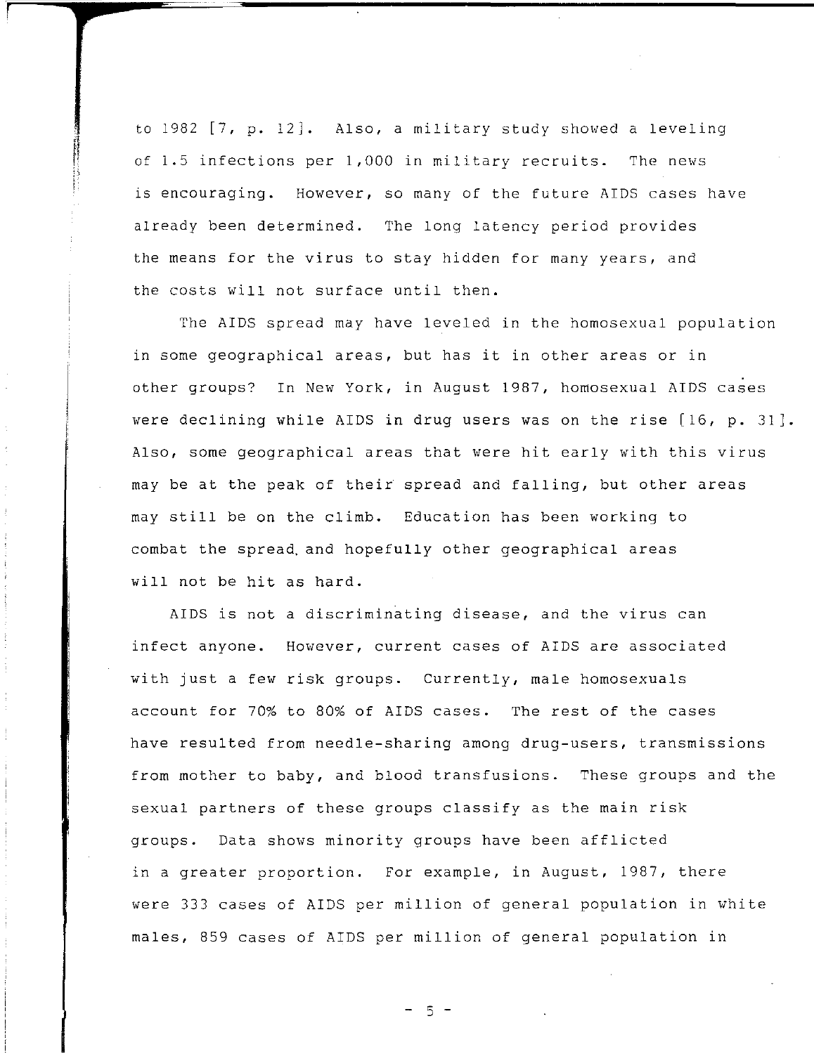to 1982 [7, p. 12]. Also, a military study showed a leveling of 1.5 infections per 1,000 in military recruits. The news is encouraging. However, so many of the future AIDS cases have already been determined. The long latency period provides the means for the virus to stay hidden for many years, and the costs will not surface until then.

The AIDS spread may have leveled in the homosexual population in some geographical areas, but has it in other areas or in other groups? In New York, in August 1987, homosexual AIDS cases were declining while AIDS in drug users was on the rise [16, p. 31]. Also, some geographical areas that were hit early with this virus may be at the peak of their spread and falling, but other areas may still be on the climb. Education has been working to combat the spread and hopefully other geographical areas will not be hit as hard.

AIDS is not a discriminating disease, and the virus can infect anyone. However, current cases of AIDS are associated with just a few risk groups. Currently, male homosexuals account for 70% to 80% of AIDS cases. The rest of the cases have resulted from needle-sharing among drug-users, transmissions from mother to baby, and blood transfusions. These groups and the sexual partners of these groups classify as the main risk groups. Data shows minority groups have been afflicted in a greater proportion. For example, in August, 1987, there were 333 cases of AIDS per million of general population in white males, 859 cases of AIDS per million of general population in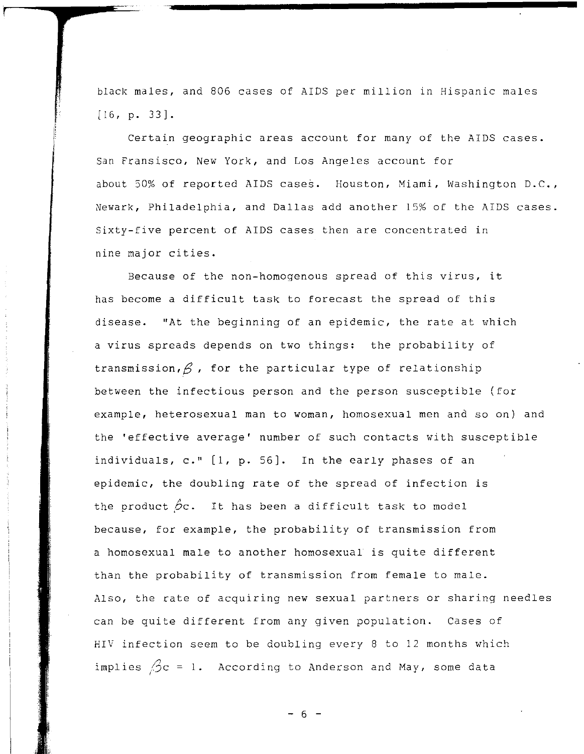black males, and 806 cases of AIDS per million in Hispanic males [16, p. 33].

Certain geographic areas account for many of the AIDS cases. San Fransisco, New York, and Los Angeles account for about 50% of reported AIDS cases. Houston, Miami, Washington D.C., Newark, Philadelphia, and Dallas add another 15% of the AIDS cases. Sixty-five percent of AIDS cases then are concentrated in nine major cities.

Because of the non-homogenous spread of this virus, it has become a difficult task to forecast the spread of this disease. "At the beginning of an epidemic, the rate at which a virus spreads depends on two things: the probability of transmission, $\beta$, for the particular type of relationship between the infectious person and the person susceptible (for example, heterosexual man to woman, homosexual men and so on) and the 'effective average' number of such contacts with susceptible individuals, c." [1, p. 56]. In the early phases of an epidemic, the doubling rate of the spread of infection is the product $\beta c$. It has been a difficult task to model because, for example, the probability of transmission from a homosexual male to another homosexual is quite different than the probability of transmission from female to male. Also, the rate of acquiring new sexual partners or sharing needles can be quite different from any given population. Cases of HIV infection seem to be doubling every 8 to 12 months which implies $\beta c = 1$. According to Anderson and May, some data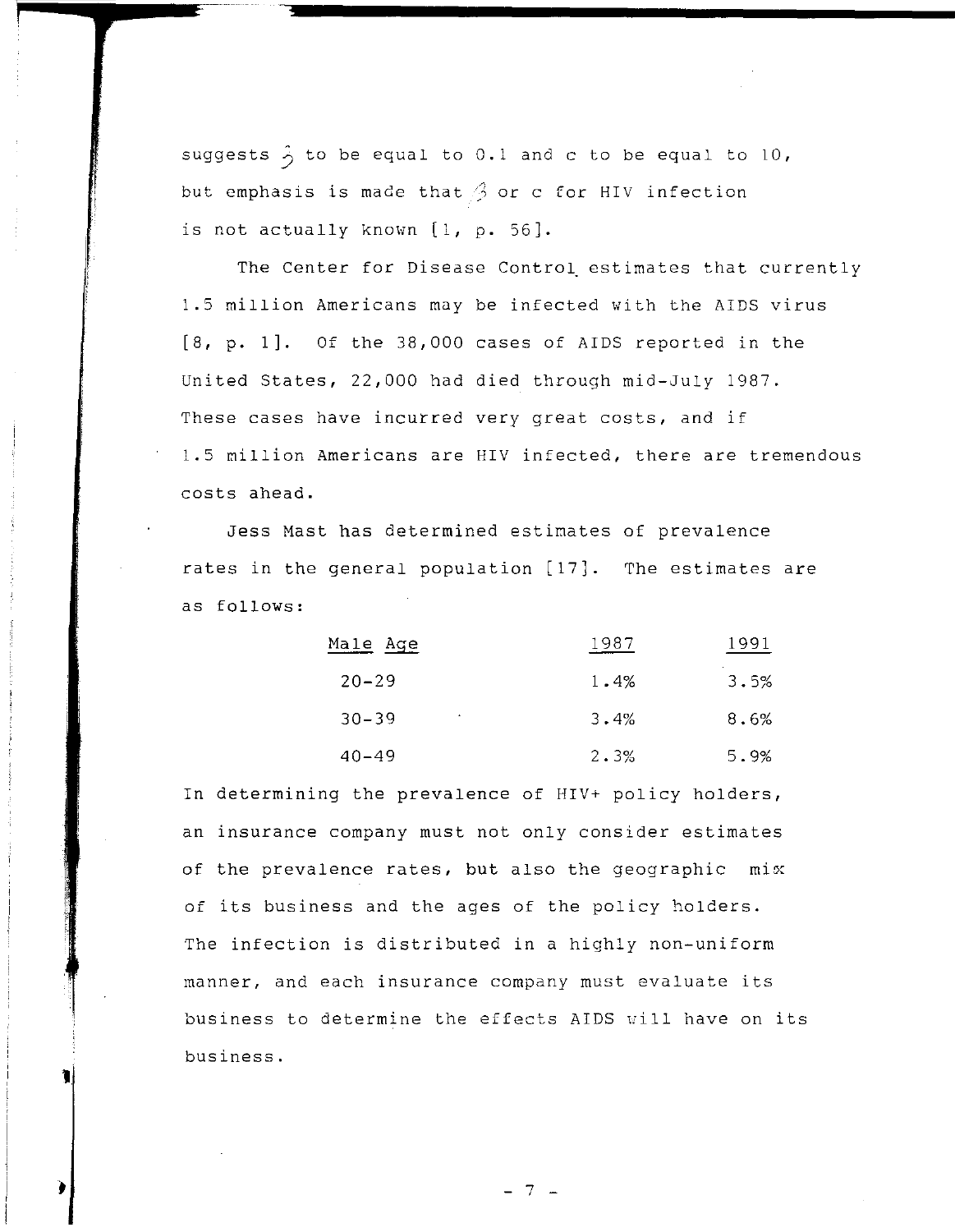suggests $\beta$ to be equal to 0.1 and c to be equal to 10, but emphasis is made that $\beta$ or c for HIV infection is not actually known [1, p. 56].

The Center for Disease Control estimates that currently 1.5 million Americans may be infected with the AIDS virus [8, p. 1]. Of the 38,000 cases of AIDS reported in the United States, 22,000 had died through mid-July 1987. These cases have incurred very great costs, and if 1.5 million Americans are HIV infected, there are tremendous costs ahead.

Jess Mast has determined estimates of prevalence rates in the general population [17]. The estimates are as follows:

| Male Age | 1987 | 1991 |
|---|---|---|
| 20-29 | 1.4% | 3.5% |
| 30-39 | 3.4% | 8.6% |
| 40-49 | 2.3% | 5.9% |

In determining the prevalence of HIV+ policy holders, an insurance company must not only consider estimates of the prevalence rates, but also the geographic mix of its business and the ages of the policy holders. The infection is distributed in a highly non-uniform manner, and each insurance company must evaluate its business to determine the effects AIDS will have on its business.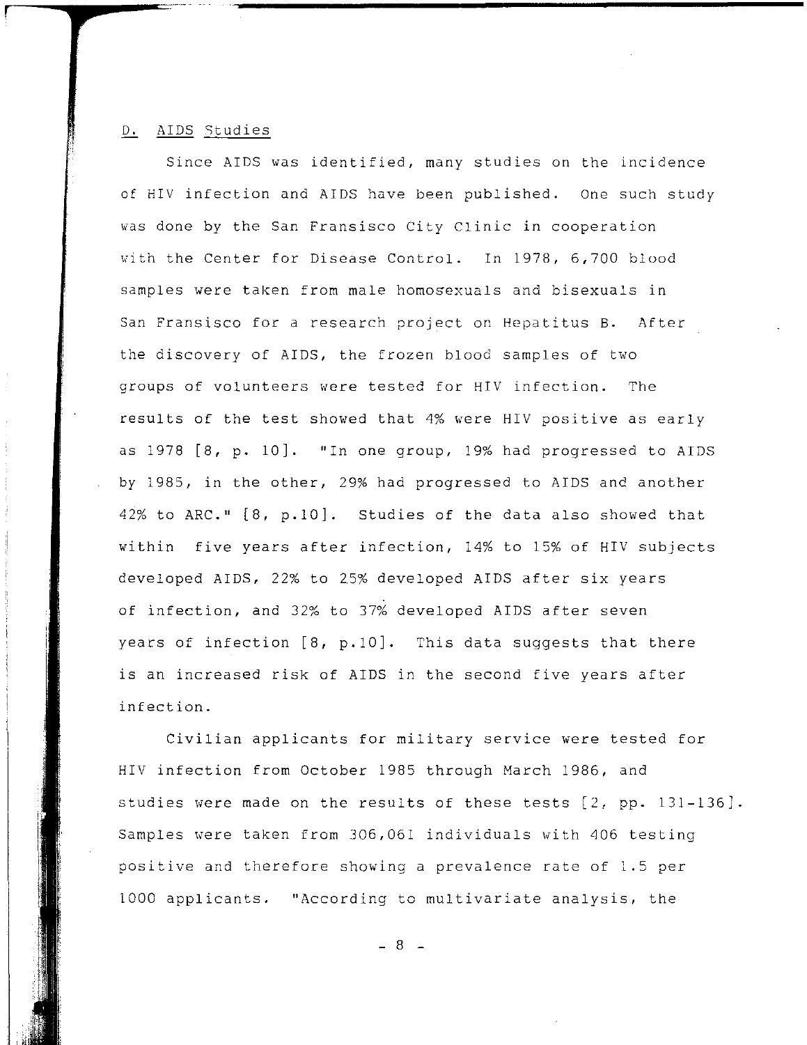### D. AIDS Studies

Since AIDS was identified, many studies on the incidence of HIV infection and AIDS have been published. One such study was done by the San Fransisco City Clinic in cooperation with the Center for Disease Control. In 1978, 6,700 blood samples were taken from male homosexuals and bisexuals in San Fransisco for a research project on Hepatitus B. After the discovery of AIDS, the frozen blood samples of two groups of volunteers were tested for HIV infection. The results of the test showed that 4% were HIV positive as early as 1978 [8, p. 10]. "In one group, 19% had progressed to AIDS by 1985, in the other, 29% had progressed to AIDS and another 42% to ARC." [8, p.10]. Studies of the data also showed that within five years after infection, 14% to 15% of HIV subjects developed AIDS, 22% to 25% developed AIDS after six years of infection, and 32% to 37% developed AIDS after seven years of infection [8, p.10]. This data suggests that there is an increased risk of AIDS in the second five years after infection.

Civilian applicants for military service were tested for HIV infection from October 1985 through March 1986, and studies were made on the results of these tests [2, pp. 131-136]. Samples were taken from 306,061 individuals with 406 testing positive and therefore showing a prevalence rate of 1.5 per 1000 applicants. "According to multivariate analysis, the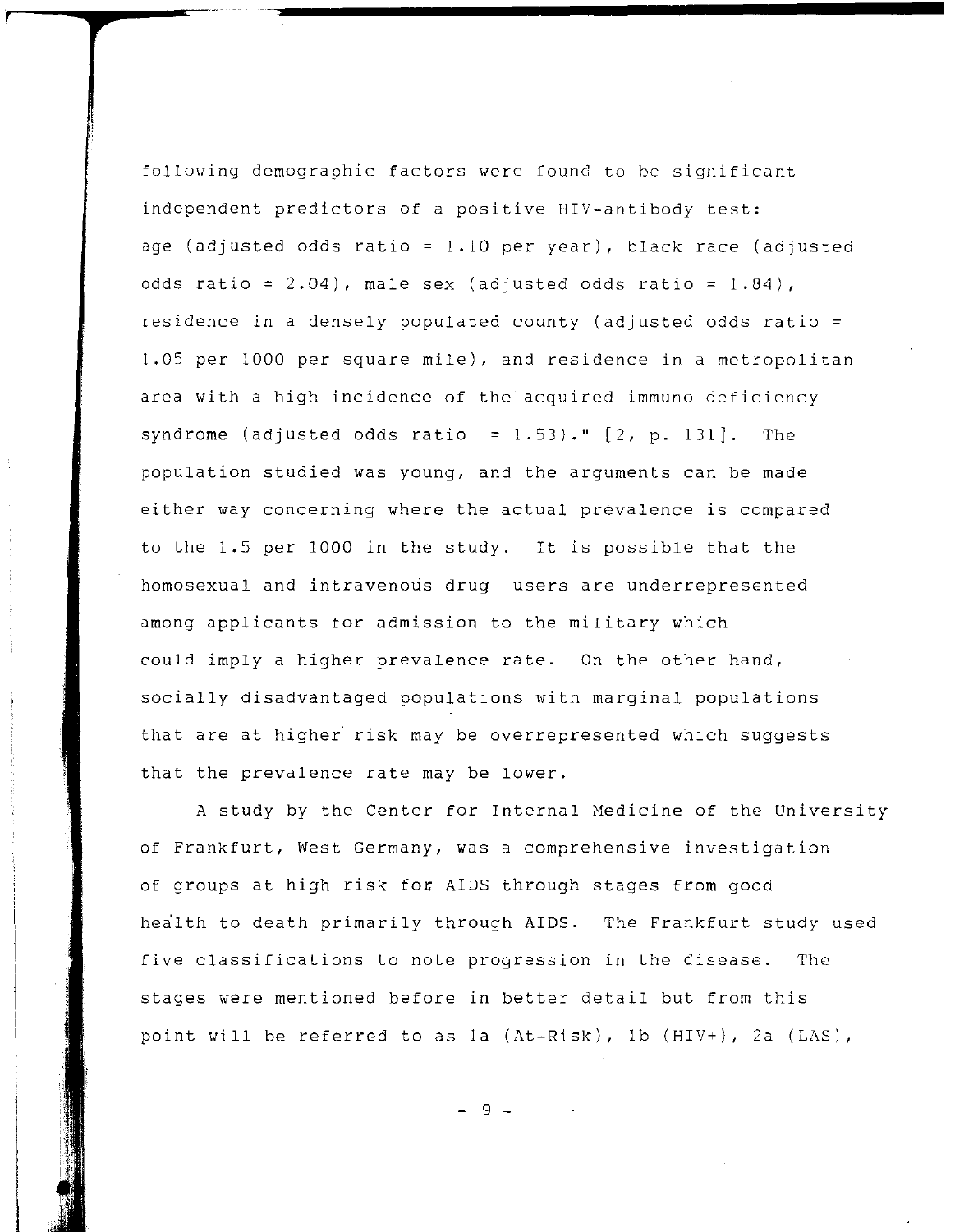following demographic factors were found to be significant independent predictors of a positive HIV-antibody test: age (adjusted odds ratio = 1.10 per year), black race (adjusted odds ratio = 2.04), male sex (adjusted odds ratio = 1.84), residence in a densely populated county (adjusted odds ratio = 1.05 per 1000 per square mile), and residence in a metropolitan area with a high incidence of the acquired immuno-deficiency syndrome (adjusted odds ratio = 1.53)." [2, p. 131]. The population studied was young, and the arguments can be made either way concerning where the actual prevalence is compared to the 1.5 per 1000 in the study. It is possible that the homosexual and intravenous drug users are underrepresented among applicants for admission to the military which could imply a higher prevalence rate. On the other hand, socially disadvantaged populations with marginal populations that are at higher risk may be overrepresented which suggests that the prevalence rate may be lower.

A study by the Center for Internal Medicine of the University of Frankfurt, West Germany, was a comprehensive investigation of groups at high risk for AIDS through stages from good health to death primarily through AIDS. The Frankfurt study used five classifications to note progression in the disease. The stages were mentioned before in better detail but from this point will be referred to as 1a (At-Risk), 1b (HIV+), 2a (LAS),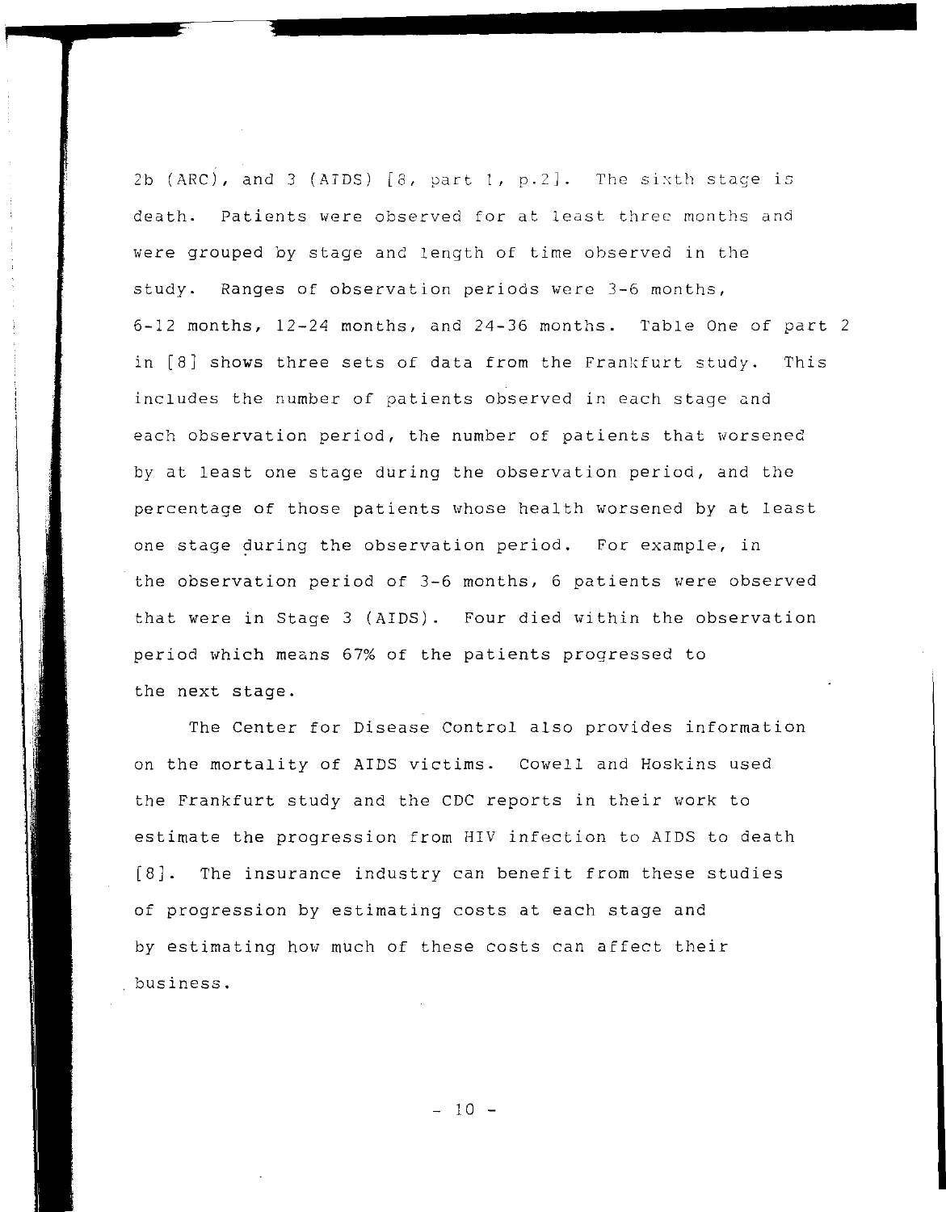2b (ARC), and 3 (AIDS) [8, part 1, p.2]. The sixth stage is death. Patients were observed for at least three months and were grouped by stage and length of time observed in the study. Ranges of observation periods were 3-6 months, 6-12 months, 12-24 months, and 24-36 months. Table One of part 2 in [8] shows three sets of data from the Frankfurt study. This includes the number of patients observed in each stage and each observation period, the number of patients that worsened by at least one stage during the observation period, and the percentage of those patients whose health worsened by at least one stage during the observation period. For example, in the observation period of 3-6 months, 6 patients were observed that were in Stage 3 (AIDS). Four died within the observation period which means 67% of the patients progressed to the next stage.

The Center for Disease Control also provides information on the mortality of AIDS victims. Cowell and Hoskins used the Frankfurt study and the CDC reports in their work to estimate the progression from HIV infection to AIDS to death [8]. The insurance industry can benefit from these studies of progression by estimating costs at each stage and by estimating how much of these costs can affect their business.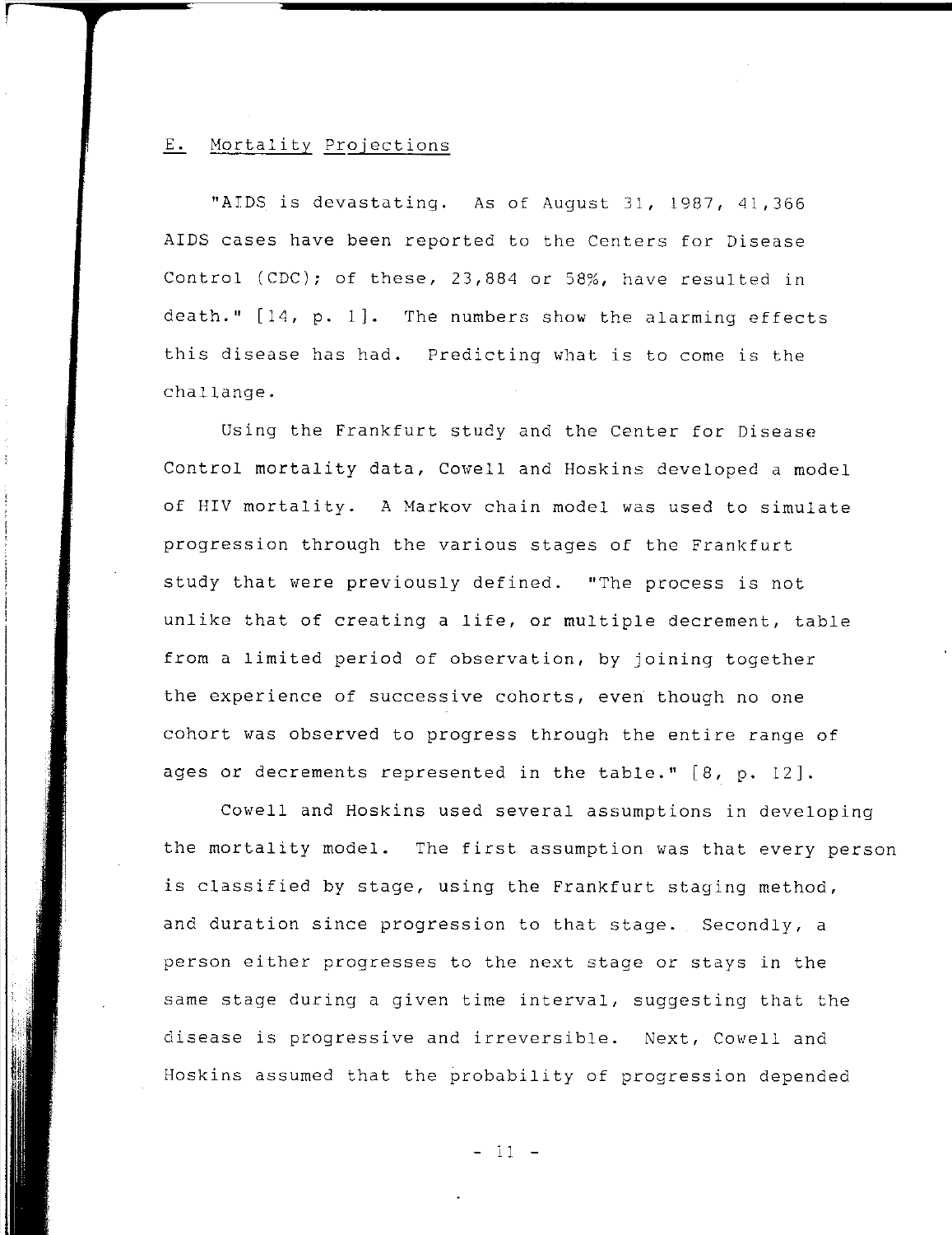## E. Mortality Projections

"AIDS is devastating. As of August 31, 1987, 41,366 AIDS cases have been reported to the Centers for Disease Control (CDC); of these, 23,884 or 58%, have resulted in death." [14, p. 1]. The numbers show the alarming effects this disease has had. Predicting what is to come is the challange.

Using the Frankfurt study and the Center for Disease Control mortality data, Cowell and Hoskins developed a model of HIV mortality. A Markov chain model was used to simulate progression through the various stages of the Frankfurt study that were previously defined. "The process is not unlike that of creating a life, or multiple decrement, table from a limited period of observation, by joining together the experience of successive cohorts, even though no one cohort was observed to progress through the entire range of ages or decrements represented in the table." [8, p. 12].

Cowell and Hoskins used several assumptions in developing the mortality model. The first assumption was that every person is classified by stage, using the Frankfurt staging method, and duration since progression to that stage. Secondly, a person either progresses to the next stage or stays in the same stage during a given time interval, suggesting that the disease is progressive and irreversible. Next, Cowell and Hoskins assumed that the probability of progression depended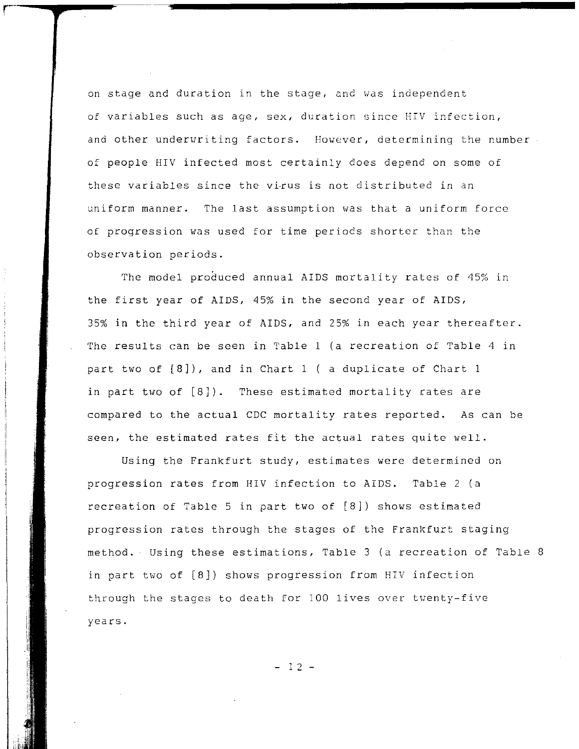on stage and duration in the stage, and was independent of variables such as age, sex, duration since HIV infection, and other underwriting factors. However, determining the number of people HIV infected most certainly does depend on some of these variables since the virus is not distributed in an uniform manner. The last assumption was that a uniform force of progression was used for time periods shorter than the observation periods.

The model produced annual AIDS mortality rates of 45% in the first year of AIDS, 45% in the second year of AIDS, 35% in the third year of AIDS, and 25% in each year thereafter. The results can be seen in Table 1 (a recreation of Table 4 in part two of [8]), and in Chart 1 ( a duplicate of Chart 1 in part two of [8]). These estimated mortality rates are compared to the actual CDC mortality rates reported. As can be seen, the estimated rates fit the actual rates quite well.

Using the Frankfurt study, estimates were determined on progression rates from HIV infection to AIDS. Table 2 (a recreation of Table 5 in part two of [8]) shows estimated progression rates through the stages of the Frankfurt staging method. Using these estimations, Table 3 (a recreation of Table 8 in part two of [8]) shows progression from HIV infection through the stages to death for 100 lives over twenty-five years.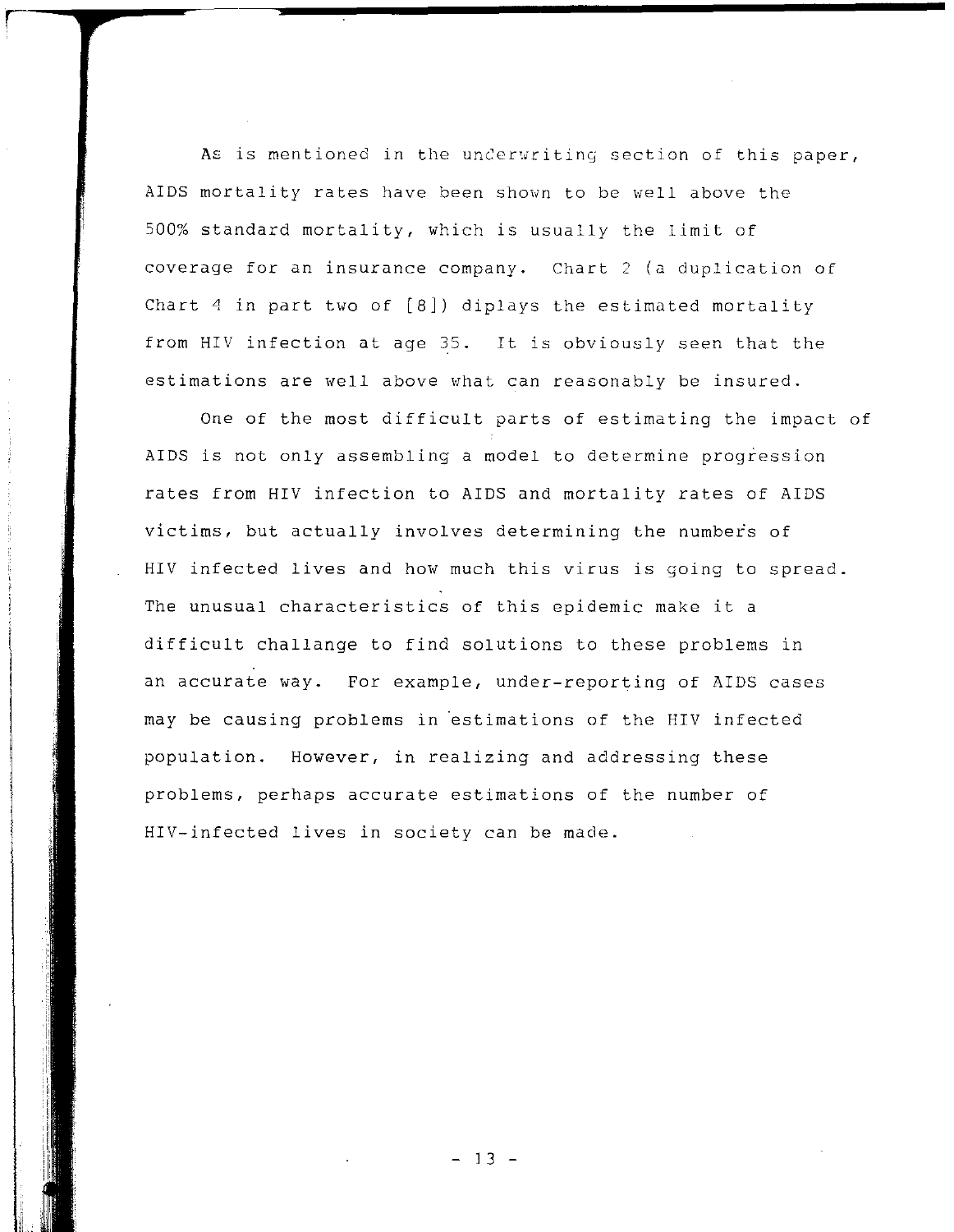As is mentioned in the underwriting section of this paper, AIDS mortality rates have been shown to be well above the 500% standard mortality, which is usually the limit of coverage for an insurance company. Chart 2 (a duplication of Chart 4 in part two of [8]) diplays the estimated mortality from HIV infection at age 35. It is obviously seen that the estimations are well above what can reasonably be insured.

One of the most difficult parts of estimating the impact of AIDS is not only assembling a model to determine progression rates from HIV infection to AIDS and mortality rates of AIDS victims, but actually involves determining the numbers of HIV infected lives and how much this virus is going to spread. The unusual characteristics of this epidemic make it a difficult challange to find solutions to these problems in an accurate way. For example, under-reporting of AIDS cases may be causing problems in estimations of the HIV infected population. However, in realizing and addressing these problems, perhaps accurate estimations of the number of HIV-infected lives in society can be made.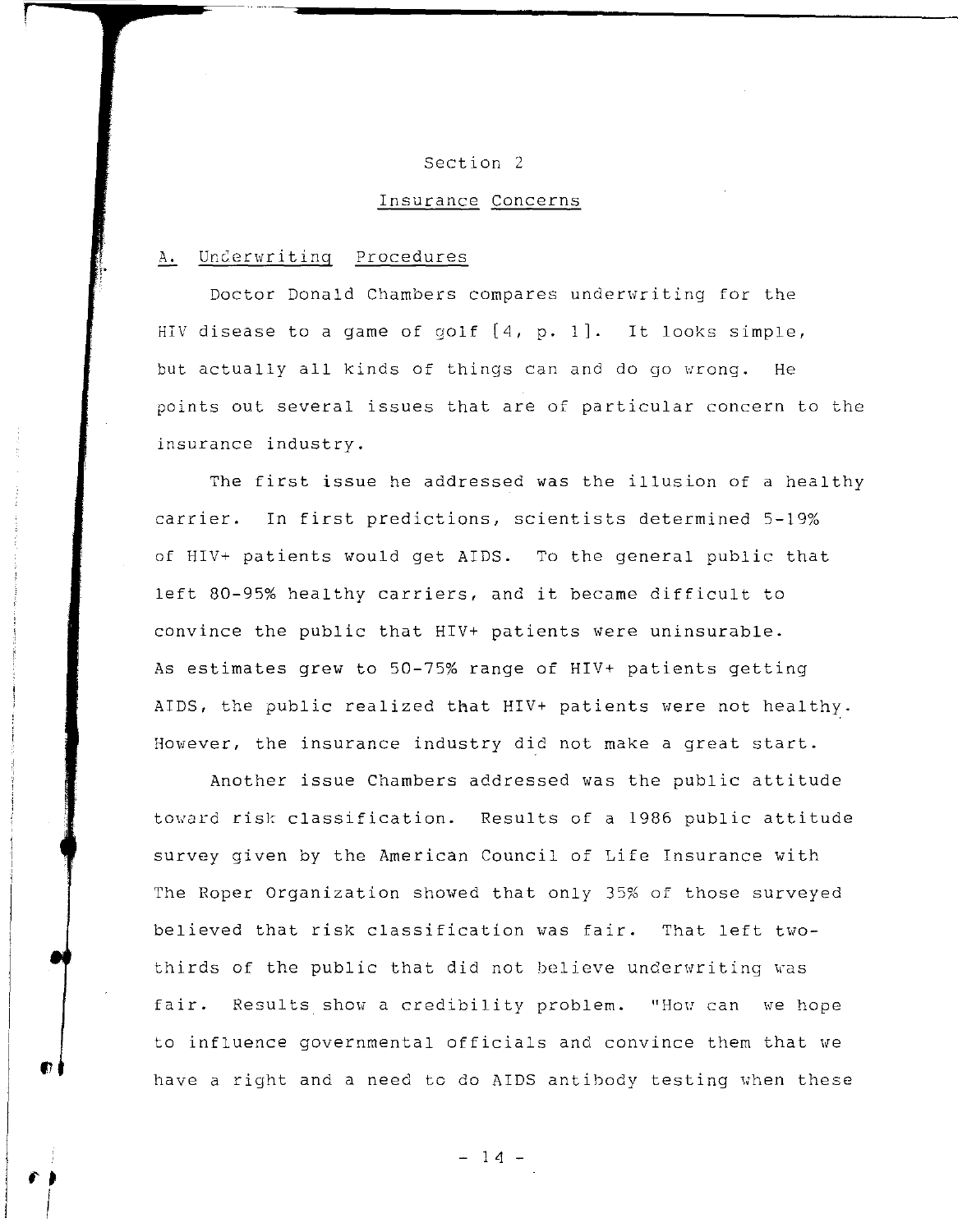# Section 2

## Insurance Concerns

### A. Underwriting Procedures

Doctor Donald Chambers compares underwriting for the HIV disease to a game of golf [4, p. 1]. It looks simple, but actually all kinds of things can and do go wrong. He points out several issues that are of particular concern to the insurance industry.

The first issue he addressed was the illusion of a healthy carrier. In first predictions, scientists determined 5-19% of HIV+ patients would get AIDS. To the general public that left 80-95% healthy carriers, and it became difficult to convince the public that HIV+ patients were uninsurable. As estimates grew to 50-75% range of HIV+ patients getting AIDS, the public realized that HIV+ patients were not healthy. However, the insurance industry did not make a great start.

Another issue Chambers addressed was the public attitude toward risk classification. Results of a 1986 public attitude survey given by the American Council of Life Insurance with The Roper Organization showed that only 35% of those surveyed believed that risk classification was fair. That left two-thirds of the public that did not believe underwriting was fair. Results show a credibility problem. "How can we hope to influence governmental officials and convince them that we have a right and a need to do AIDS antibody testing when these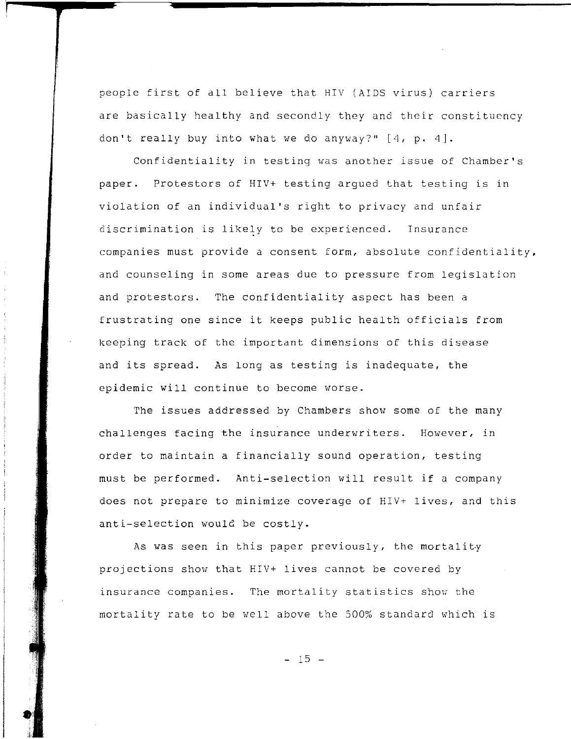people first of all believe that HIV (AIDS virus) carriers are basically healthy and secondly they and their constituency don't really buy into what we do anyway?" [4, p. 4].

Confidentiality in testing was another issue of Chamber's paper. Protestors of HIV+ testing argued that testing is in violation of an individual's right to privacy and unfair discrimination is likely to be experienced. Insurance companies must provide a consent form, absolute confidentiality, and counseling in some areas due to pressure from legislation and protestors. The confidentiality aspect has been a frustrating one since it keeps public health officials from keeping track of the important dimensions of this disease and its spread. As long as testing is inadequate, the epidemic will continue to become worse.

The issues addressed by Chambers show some of the many challenges facing the insurance underwriters. However, in order to maintain a financially sound operation, testing must be performed. Anti-selection will result if a company does not prepare to minimize coverage of HIV+ lives, and this anti-selection would be costly.

As was seen in this paper previously, the mortality projections show that HIV+ lives cannot be covered by insurance companies. The mortality statistics show the mortality rate to be well above the 500% standard which is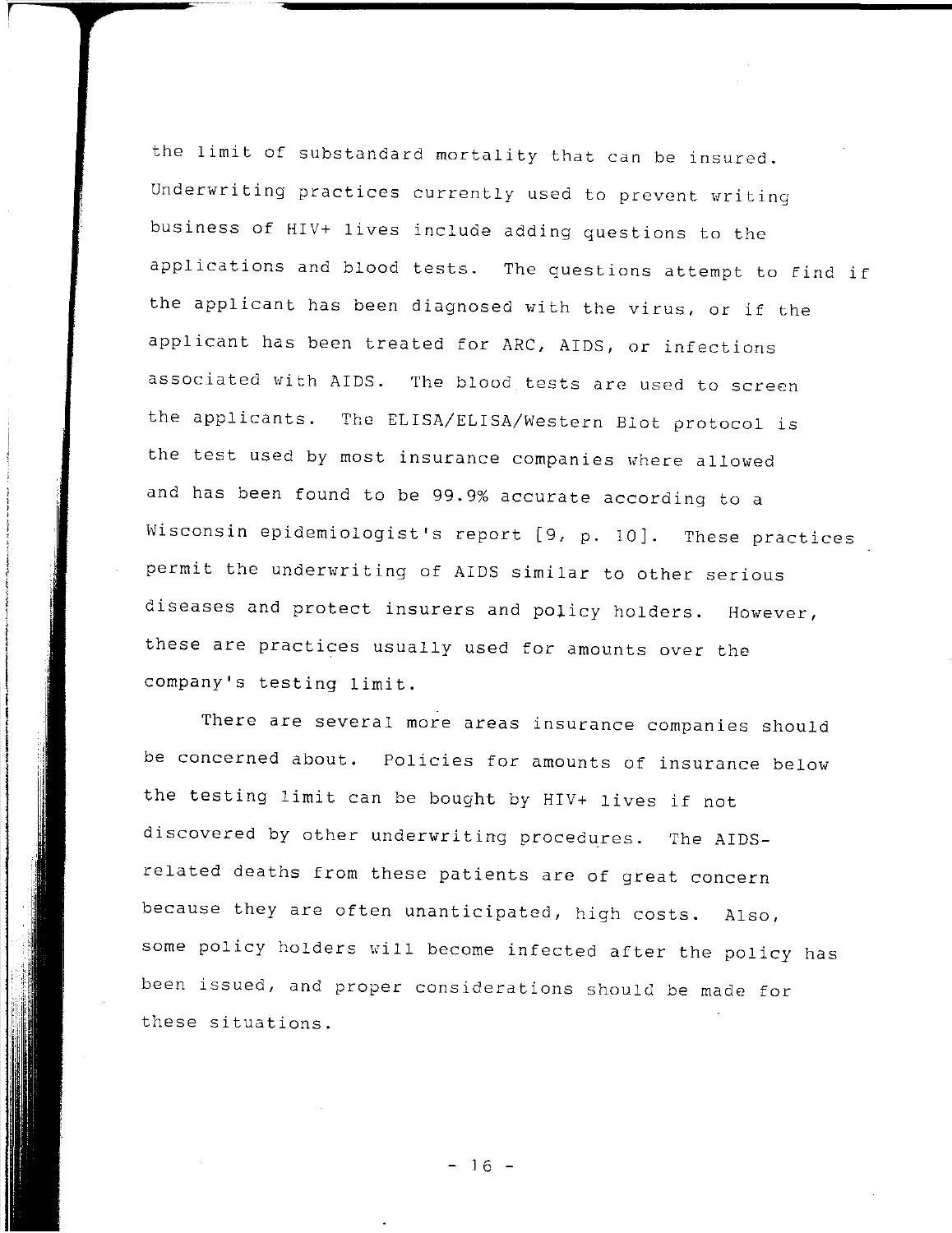the limit of substandard mortality that can be insured. Underwriting practices currently used to prevent writing business of HIV+ lives include adding questions to the applications and blood tests. The questions attempt to find if the applicant has been diagnosed with the virus, or if the applicant has been treated for ARC, AIDS, or infections associated with AIDS. The blood tests are used to screen the applicants. The ELISA/ELISA/Western Blot protocol is the test used by most insurance companies where allowed and has been found to be 99.9% accurate according to a Wisconsin epidemiologist's report [9, p. 10]. These practices permit the underwriting of AIDS similar to other serious diseases and protect insurers and policy holders. However, these are practices usually used for amounts over the company's testing limit.

There are several more areas insurance companies should be concerned about. Policies for amounts of insurance below the testing limit can be bought by HIV+ lives if not discovered by other underwriting procedures. The AIDS-related deaths from these patients are of great concern because they are often unanticipated, high costs. Also, some policy holders will become infected after the policy has been issued, and proper considerations should be made for these situations.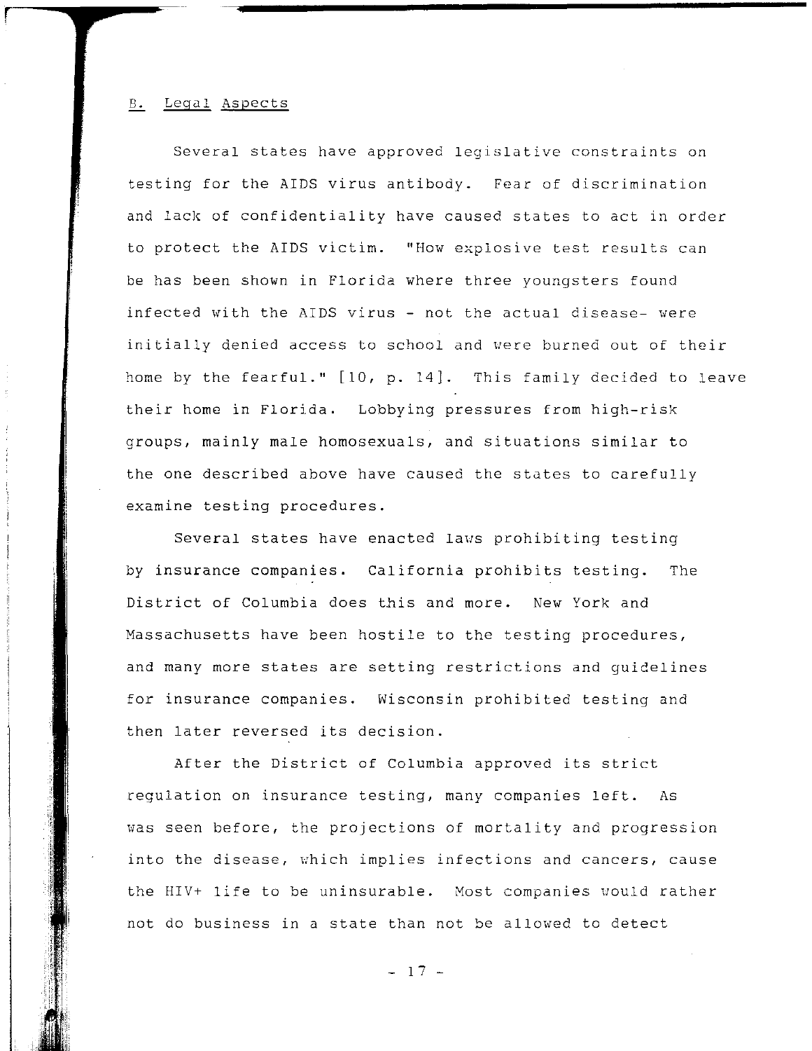## B. Legal Aspects

Several states have approved legislative constraints on testing for the AIDS virus antibody. Fear of discrimination and lack of confidentiality have caused states to act in order to protect the AIDS victim. "How explosive test results can be has been shown in Florida where three youngsters found infected with the AIDS virus - not the actual disease- were initially denied access to school and were burned out of their home by the fearful." [10, p. 14]. This family decided to leave their home in Florida. Lobbying pressures from high-risk groups, mainly male homosexuals, and situations similar to the one described above have caused the states to carefully examine testing procedures.

Several states have enacted laws prohibiting testing by insurance companies. California prohibits testing. The District of Columbia does this and more. New York and Massachusetts have been hostile to the testing procedures, and many more states are setting restrictions and guidelines for insurance companies. Wisconsin prohibited testing and then later reversed its decision.

After the District of Columbia approved its strict regulation on insurance testing, many companies left. As was seen before, the projections of mortality and progression into the disease, which implies infections and cancers, cause the HIV+ life to be uninsurable. Most companies would rather not do business in a state than not be allowed to detect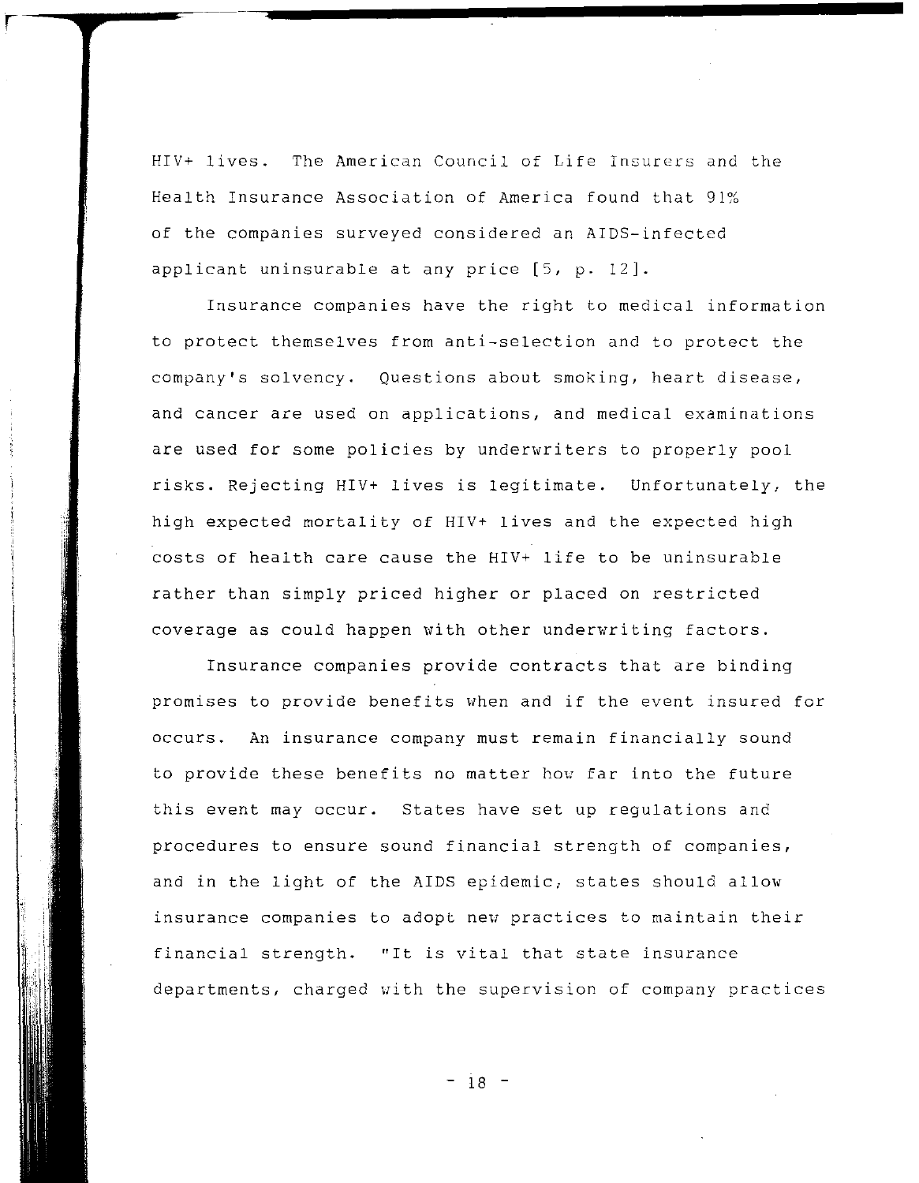HIV+ lives. The American Council of Life Insurers and the Health Insurance Association of America found that 91% of the companies surveyed considered an AIDS-infected applicant uninsurable at any price [5, p. 12].

Insurance companies have the right to medical information to protect themselves from anti-selection and to protect the company's solvency. Questions about smoking, heart disease, and cancer are used on applications, and medical examinations are used for some policies by underwriters to properly pool risks. Rejecting HIV+ lives is legitimate. Unfortunately, the high expected mortality of HIV+ lives and the expected high costs of health care cause the HIV+ life to be uninsurable rather than simply priced higher or placed on restricted coverage as could happen with other underwriting factors.

Insurance companies provide contracts that are binding promises to provide benefits when and if the event insured for occurs. An insurance company must remain financially sound to provide these benefits no matter how far into the future this event may occur. States have set up regulations and procedures to ensure sound financial strength of companies, and in the light of the AIDS epidemic, states should allow insurance companies to adopt new practices to maintain their financial strength. "It is vital that state insurance departments, charged with the supervision of company practices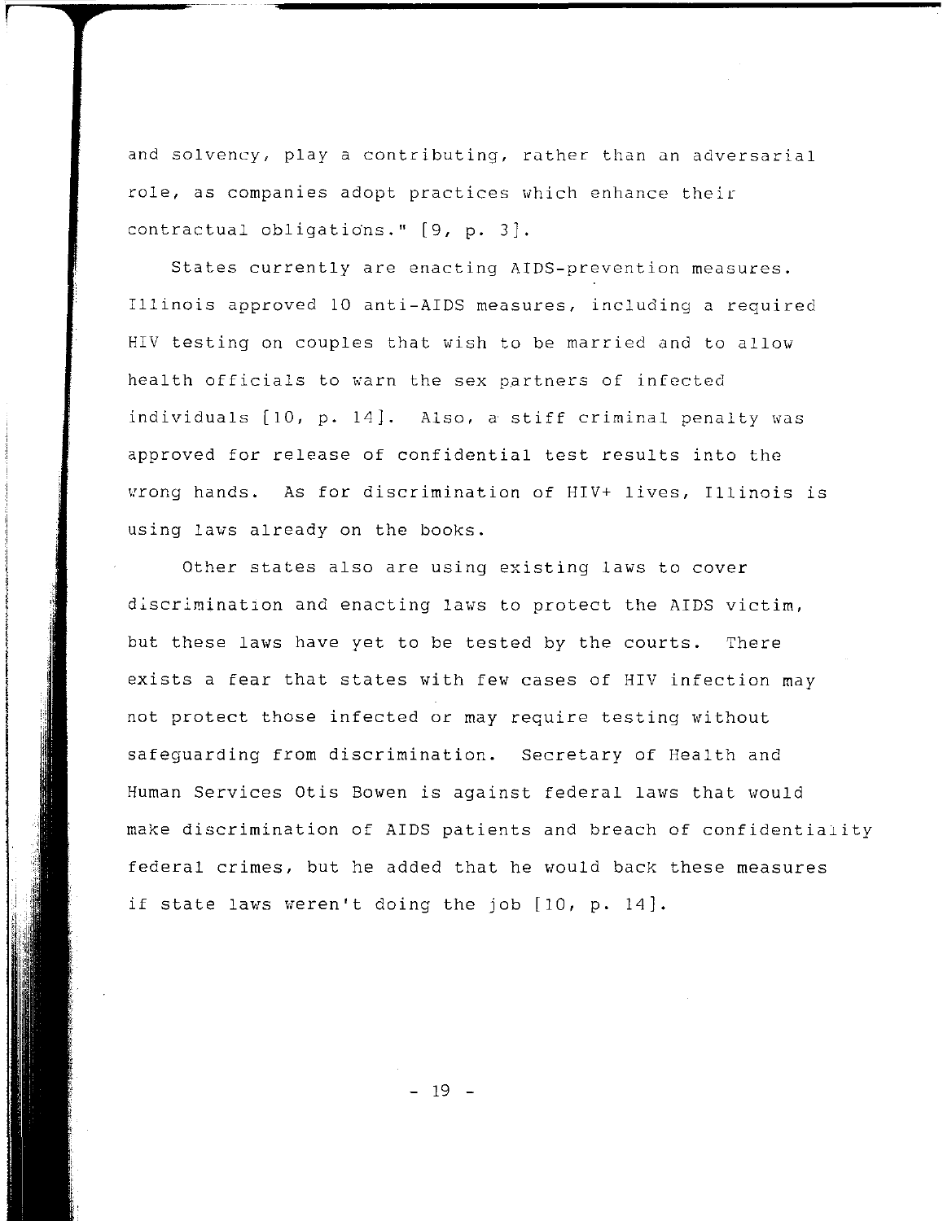and solvency, play a contributing, rather than an adversarial role, as companies adopt practices which enhance their contractual obligations." [9, p. 3].

States currently are enacting AIDS-prevention measures. Illinois approved 10 anti-AIDS measures, including a required HIV testing on couples that wish to be married and to allow health officials to warn the sex partners of infected individuals [10, p. 14]. Also, a stiff criminal penalty was approved for release of confidential test results into the wrong hands. As for discrimination of HIV+ lives, Illinois is using laws already on the books.

Other states also are using existing laws to cover discrimination and enacting laws to protect the AIDS victim, but these laws have yet to be tested by the courts. There exists a fear that states with few cases of HIV infection may not protect those infected or may require testing without safeguarding from discrimination. Secretary of Health and Human Services Otis Bowen is against federal laws that would make discrimination of AIDS patients and breach of confidentiality federal crimes, but he added that he would back these measures if state laws weren't doing the job [10, p. 14].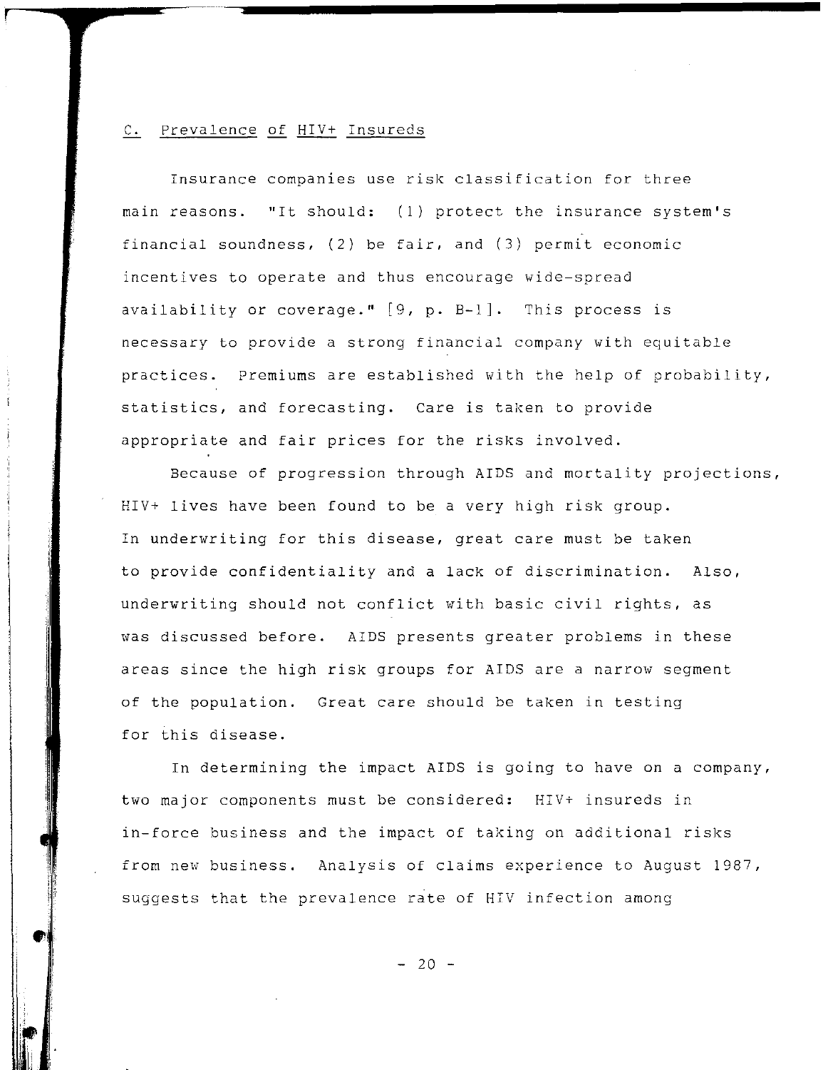## C. Prevalence of HIV+ Insureds

Insurance companies use risk classification for three main reasons. "It should: (1) protect the insurance system's financial soundness, (2) be fair, and (3) permit economic incentives to operate and thus encourage wide-spread availability or coverage." [9, p. B-1]. This process is necessary to provide a strong financial company with equitable practices. Premiums are established with the help of probability, statistics, and forecasting. Care is taken to provide appropriate and fair prices for the risks involved.

Because of progression through AIDS and mortality projections, HIV+ lives have been found to be a very high risk group. In underwriting for this disease, great care must be taken to provide confidentiality and a lack of discrimination. Also, underwriting should not conflict with basic civil rights, as was discussed before. AIDS presents greater problems in these areas since the high risk groups for AIDS are a narrow segment of the population. Great care should be taken in testing for this disease.

In determining the impact AIDS is going to have on a company, two major components must be considered: HIV+ insureds in in-force business and the impact of taking on additional risks from new business. Analysis of claims experience to August 1987, suggests that the prevalence rate of HIV infection among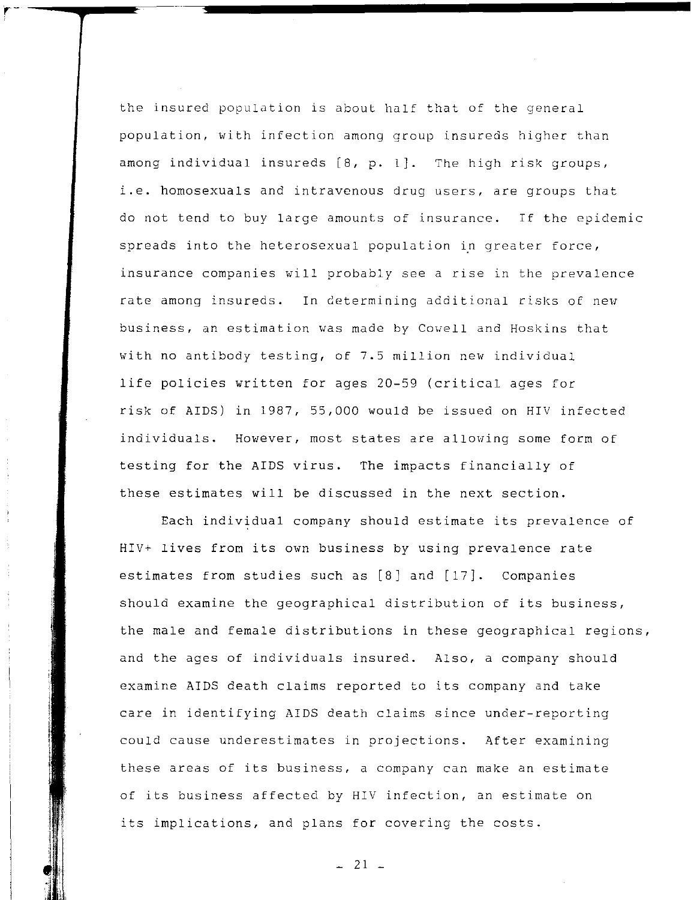the insured population is about half that of the general population, with infection among group insureds higher than among individual insureds [8, p. 1]. The high risk groups, i.e. homosexuals and intravenous drug users, are groups that do not tend to buy large amounts of insurance. If the epidemic spreads into the heterosexual population in greater force, insurance companies will probably see a rise in the prevalence rate among insureds. In determining additional risks of new business, an estimation was made by Cowell and Hoskins that with no antibody testing, of 7.5 million new individual life policies written for ages 20-59 (critical ages for risk of AIDS) in 1987, 55,000 would be issued on HIV infected individuals. However, most states are allowing some form of testing for the AIDS virus. The impacts financially of these estimates will be discussed in the next section.

Each individual company should estimate its prevalence of HIV+ lives from its own business by using prevalence rate estimates from studies such as [8] and [17]. Companies should examine the geographical distribution of its business, the male and female distributions in these geographical regions, and the ages of individuals insured. Also, a company should examine AIDS death claims reported to its company and take care in identifying AIDS death claims since under-reporting could cause underestimates in projections. After examining these areas of its business, a company can make an estimate of its business affected by HIV infection, an estimate on its implications, and plans for covering the costs.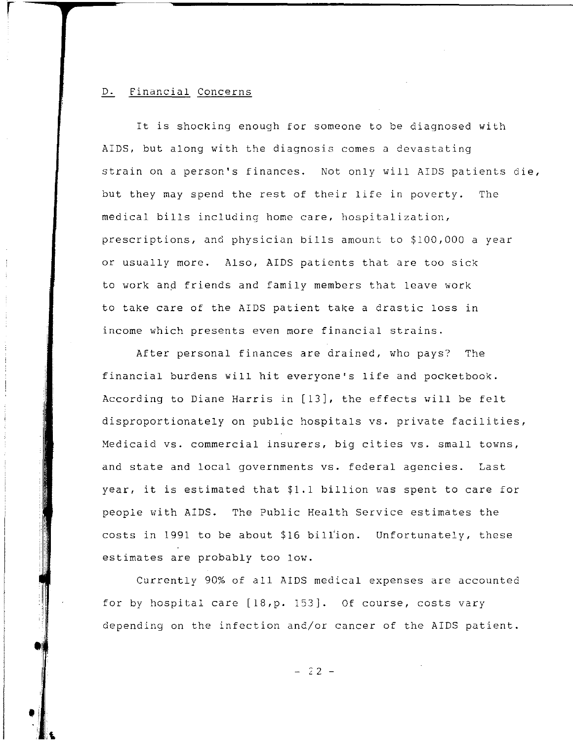## D. Financial Concerns

It is shocking enough for someone to be diagnosed with AIDS, but along with the diagnosis comes a devastating strain on a person's finances. Not only will AIDS patients die, but they may spend the rest of their life in poverty. The medical bills including home care, hospitalization, prescriptions, and physician bills amount to $100,000 a year or usually more. Also, AIDS patients that are too sick to work and friends and family members that leave work to take care of the AIDS patient take a drastic loss in income which presents even more financial strains.

After personal finances are drained, who pays? The financial burdens will hit everyone's life and pocketbook. According to Diane Harris in [13], the effects will be felt disproportionately on public hospitals vs. private facilities, Medicaid vs. commercial insurers, big cities vs. small towns, and state and local governments vs. federal agencies. Last year, it is estimated that $1.1 billion was spent to care for people with AIDS. The Public Health Service estimates the costs in 1991 to be about $16 billion. Unfortunately, these estimates are probably too low.

Currently 90% of all AIDS medical expenses are accounted for by hospital care [18,p. 153]. Of course, costs vary depending on the infection and/or cancer of the AIDS patient.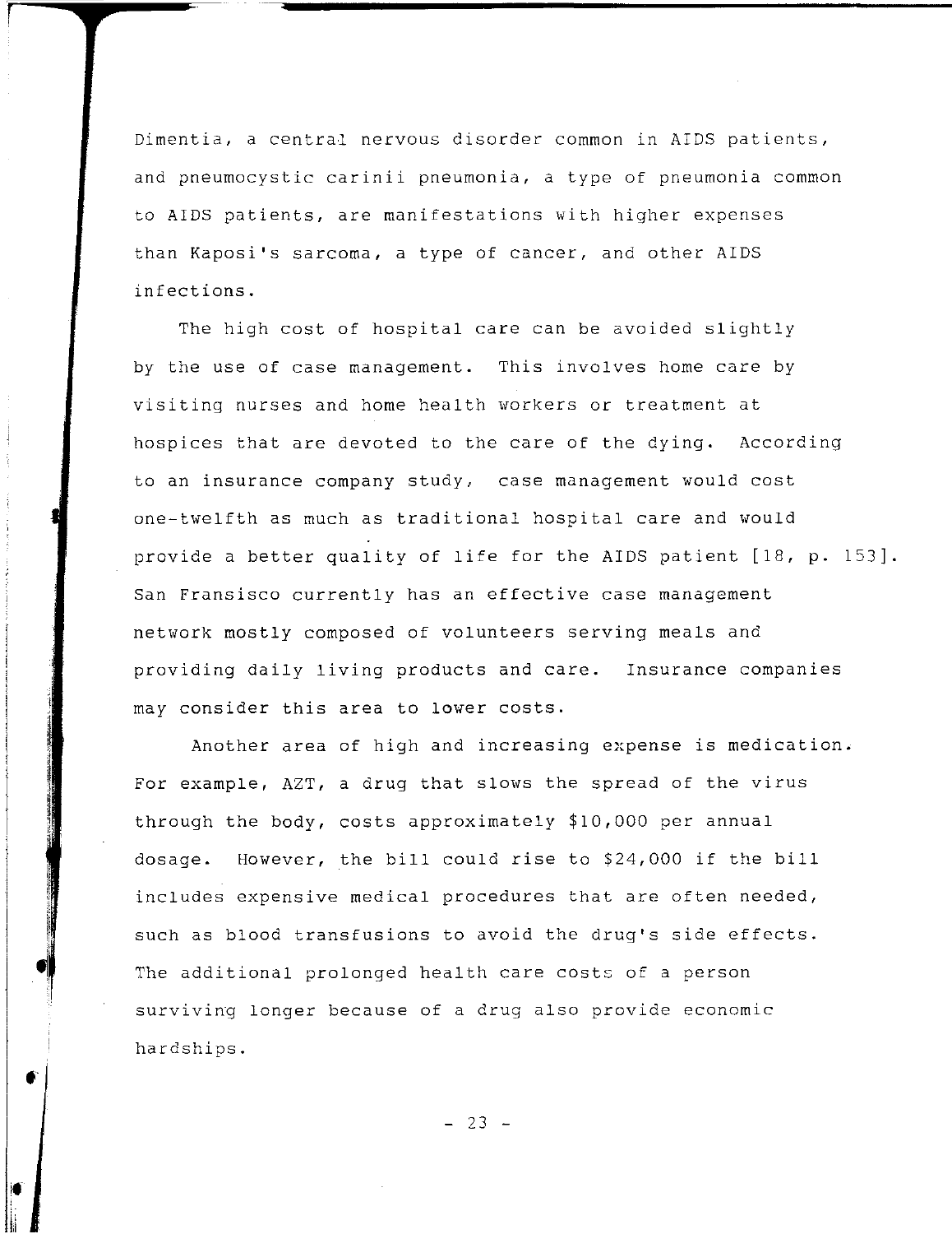Dimentia, a central nervous disorder common in AIDS patients, and pneumocystic carinii pneumonia, a type of pneumonia common to AIDS patients, are manifestations with higher expenses than Kaposi's sarcoma, a type of cancer, and other AIDS infections.

The high cost of hospital care can be avoided slightly by the use of case management. This involves home care by visiting nurses and home health workers or treatment at hospices that are devoted to the care of the dying. According to an insurance company study, case management would cost one-twelfth as much as traditional hospital care and would provide a better quality of life for the AIDS patient [18, p. 153]. San Fransisco currently has an effective case management network mostly composed of volunteers serving meals and providing daily living products and care. Insurance companies may consider this area to lower costs.

Another area of high and increasing expense is medication. For example, AZT, a drug that slows the spread of the virus through the body, costs approximately $10,000 per annual dosage. However, the bill could rise to $24,000 if the bill includes expensive medical procedures that are often needed, such as blood transfusions to avoid the drug's side effects. The additional prolonged health care costs of a person surviving longer because of a drug also provide economic hardships.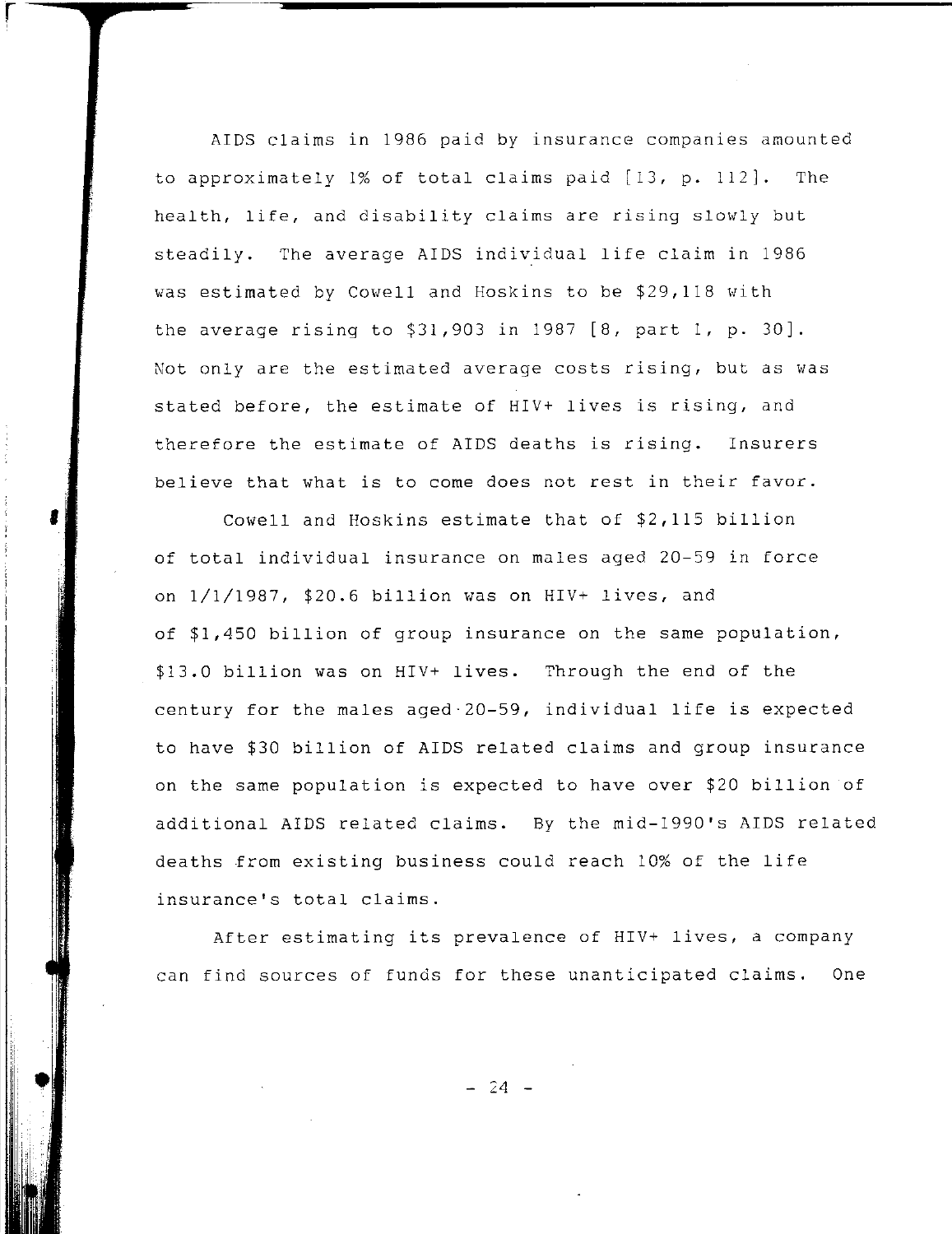AIDS claims in 1986 paid by insurance companies amounted to approximately 1% of total claims paid [13, p. 112]. The health, life, and disability claims are rising slowly but steadily. The average AIDS individual life claim in 1986 was estimated by Cowell and Hoskins to be $29,118 with the average rising to $31,903 in 1987 [8, part 1, p. 30]. Not only are the estimated average costs rising, but as was stated before, the estimate of HIV+ lives is rising, and therefore the estimate of AIDS deaths is rising. Insurers believe that what is to come does not rest in their favor.

Cowell and Hoskins estimate that of $2,115 billion of total individual insurance on males aged 20-59 in force on 1/1/1987, $20.6 billion was on HIV+ lives, and of $1,450 billion of group insurance on the same population, $13.0 billion was on HIV+ lives. Through the end of the century for the males aged 20-59, individual life is expected to have $30 billion of AIDS related claims and group insurance on the same population is expected to have over $20 billion of additional AIDS related claims. By the mid-1990's AIDS related deaths from existing business could reach 10% of the life insurance's total claims.

After estimating its prevalence of HIV+ lives, a company can find sources of funds for these unanticipated claims. One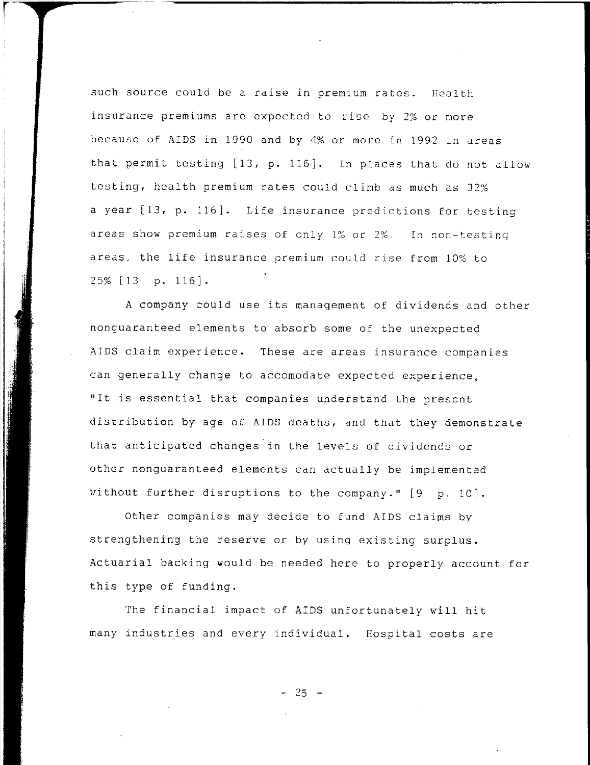such source could be a raise in premium rates. Health insurance premiums are expected to rise by 2% or more because of AIDS in 1990 and by 4% or more in 1992 in areas that permit testing [13, p. 116]. In places that do not allow testing, health premium rates could climb as much as 32% a year [13, p. 116]. Life insurance predictions for testing areas show premium raises of only 1% or 2%. In non-testing areas, the life insurance premium could rise from 10% to 25% [13 p. 116].

A company could use its management of dividends and other nonguaranteed elements to absorb some of the unexpected AIDS claim experience. These are areas insurance companies can generally change to accomodate expected experience. "It is essential that companies understand the present distribution by age of AIDS deaths, and that they demonstrate that anticipated changes in the levels of dividends or other nonguaranteed elements can actually be implemented without further disruptions to the company." [9 p. 10].

Other companies may decide to fund AIDS claims by strengthening the reserve or by using existing surplus. Actuarial backing would be needed here to properly account for this type of funding.

The financial impact of AIDS unfortunately will hit many industries and every individual. Hospital costs are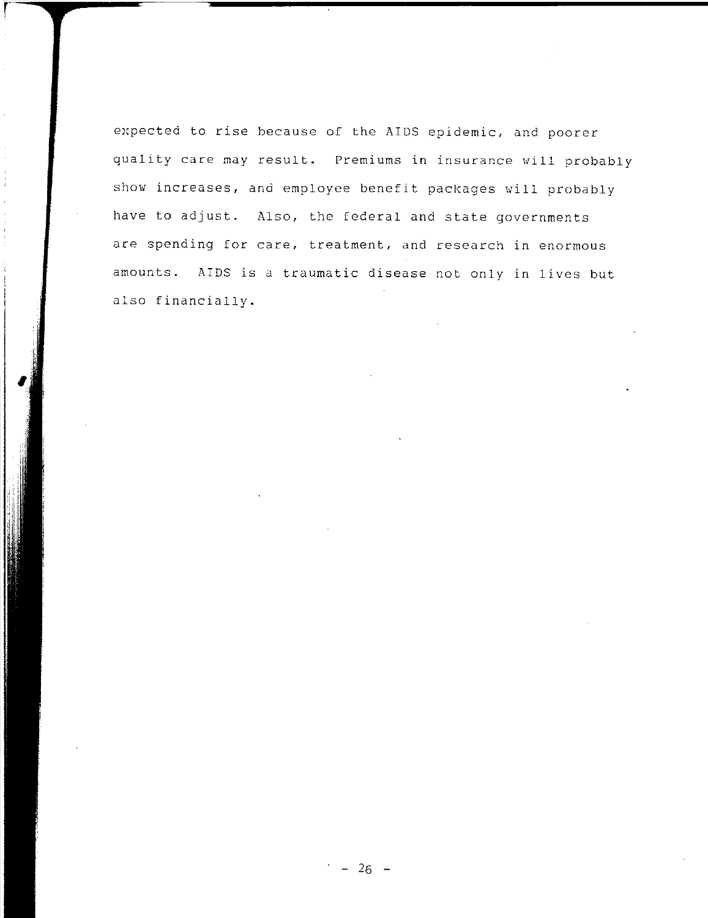expected to rise because of the AIDS epidemic, and poorer quality care may result. Premiums in insurance will probably show increases, and employee benefit packages will probably have to adjust. Also, the federal and state governments are spending for care, treatment, and research in enormous amounts. AIDS is a traumatic disease not only in lives but also financially.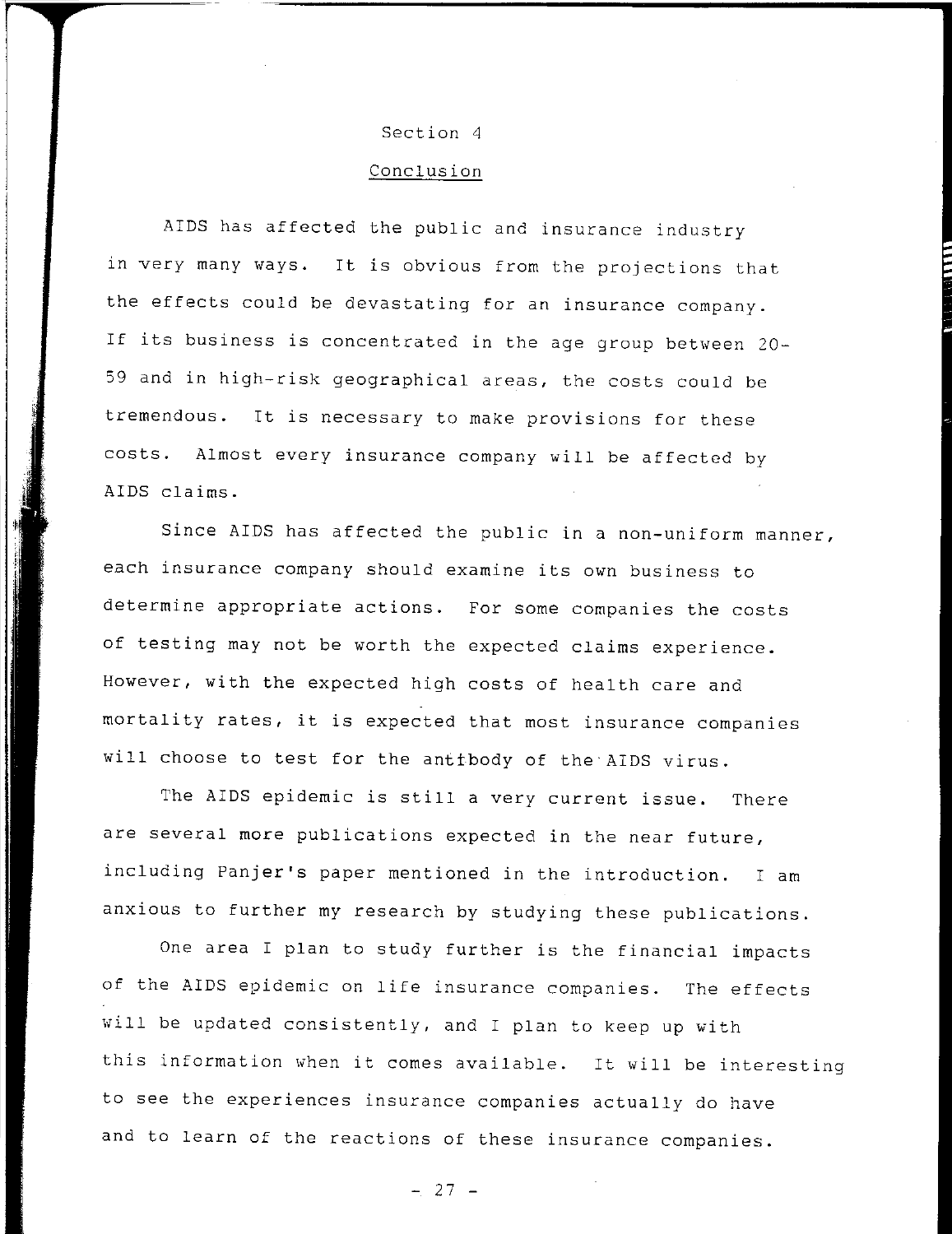## Section 4

## Conclusion

AIDS has affected the public and insurance industry in very many ways. It is obvious from the projections that the effects could be devastating for an insurance company. If its business is concentrated in the age group between 20-59 and in high-risk geographical areas, the costs could be tremendous. It is necessary to make provisions for these costs. Almost every insurance company will be affected by AIDS claims.

Since AIDS has affected the public in a non-uniform manner, each insurance company should examine its own business to determine appropriate actions. For some companies the costs of testing may not be worth the expected claims experience. However, with the expected high costs of health care and mortality rates, it is expected that most insurance companies will choose to test for the antibody of the AIDS virus.

The AIDS epidemic is still a very current issue. There are several more publications expected in the near future, including Panjer's paper mentioned in the introduction. I am anxious to further my research by studying these publications.

One area I plan to study further is the financial impacts of the AIDS epidemic on life insurance companies. The effects will be updated consistently, and I plan to keep up with this information when it comes available. It will be interesting to see the experiences insurance companies actually do have and to learn of the reactions of these insurance companies.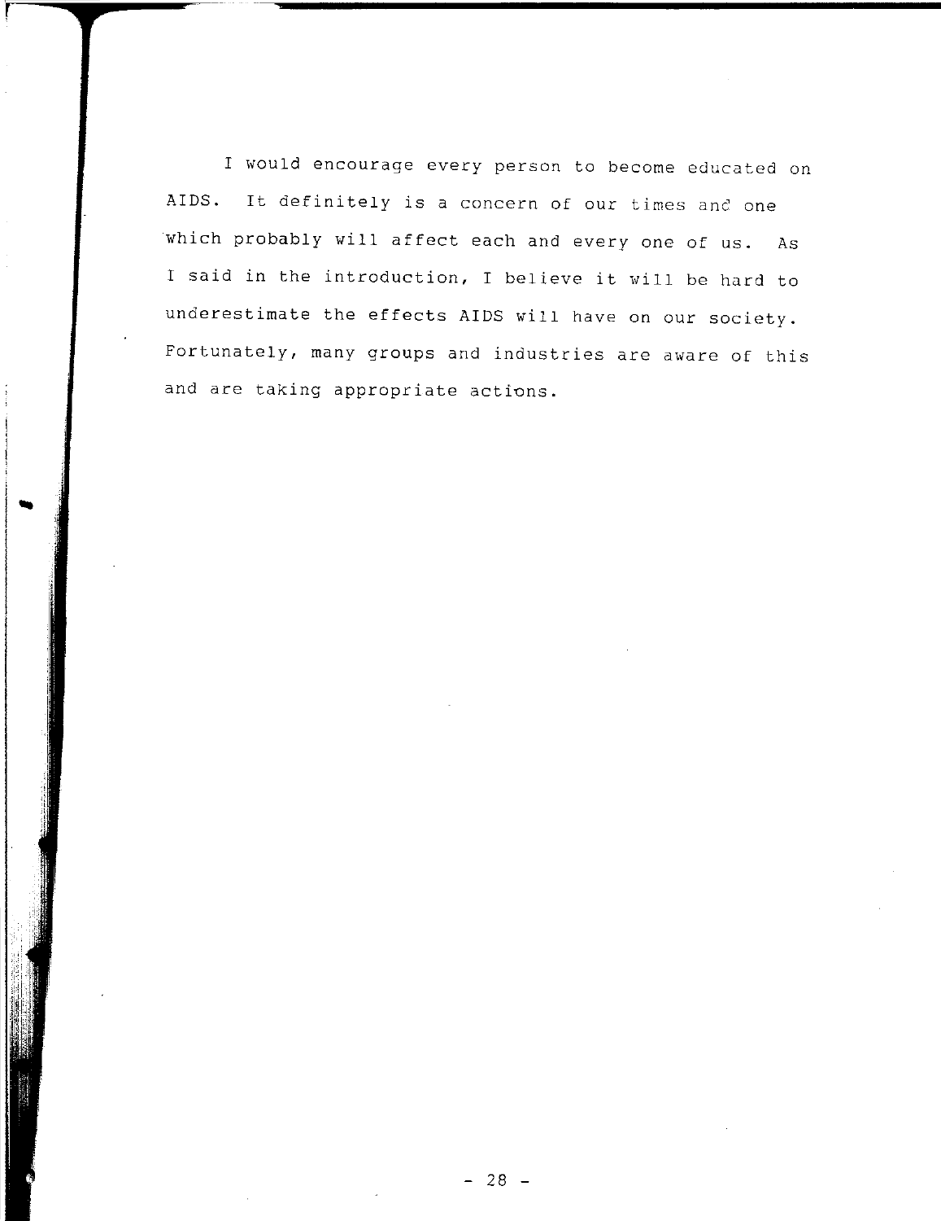I would encourage every person to become educated on AIDS. It definitely is a concern of our times and one which probably will affect each and every one of us. As I said in the introduction, I believe it will be hard to underestimate the effects AIDS will have on our society. Fortunately, many groups and industries are aware of this and are taking appropriate actions.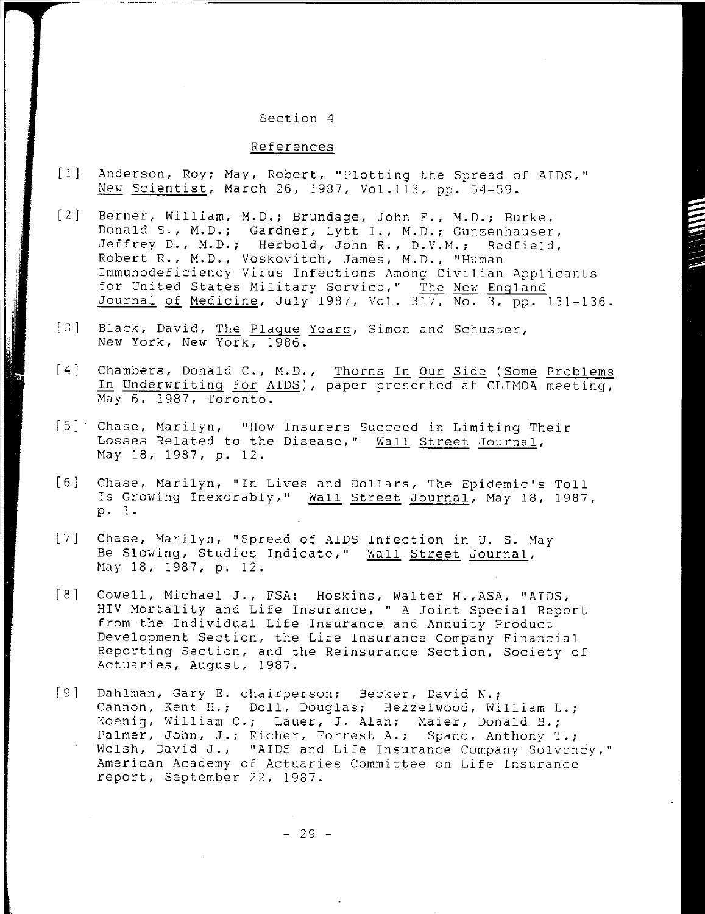## Section 4

### References

[1] Anderson, Roy; May, Robert, "Plotting the Spread of AIDS," New Scientist, March 26, 1987, Vol.113, pp. 54-59.

[2] Berner, William, M.D.; Brundage, John F., M.D.; Burke, Donald S., M.D.; Gardner, Lytt I., M.D.; Gunzenhauser, Jeffrey D., M.D.; Herbold, John R., D.V.M.; Redfield, Robert R., M.D., Voskovitch, James, M.D., "Human Immunodeficiency Virus Infections Among Civilian Applicants for United States Military Service," The New England Journal of Medicine, July 1987, Vol. 317, No. 3, pp. 131-136.

[3] Black, David, The Plague Years, Simon and Schuster, New York, New York, 1986.

[4] Chambers, Donald C., M.D., Thorns In Our Side (Some Problems In Underwriting For AIDS), paper presented at CLIMOA meeting, May 6, 1987, Toronto.

[5] Chase, Marilyn, "How Insurers Succeed in Limiting Their Losses Related to the Disease," Wall Street Journal, May 18, 1987, p. 12.

[6] Chase, Marilyn, "In Lives and Dollars, The Epidemic's Toll Is Growing Inexorably," Wall Street Journal, May 18, 1987, p. 1.

[7] Chase, Marilyn, "Spread of AIDS Infection in U. S. May Be Slowing, Studies Indicate," Wall Street Journal, May 18, 1987, p. 12.

[8] Cowell, Michael J., FSA; Hoskins, Walter H.,ASA, "AIDS, HIV Mortality and Life Insurance, " A Joint Special Report from the Individual Life Insurance and Annuity Product Development Section, the Life Insurance Company Financial Reporting Section, and the Reinsurance Section, Society of Actuaries, August, 1987.

[9] Dahlman, Gary E. chairperson; Becker, David N.; Cannon, Kent H.; Doll, Douglas; Hezzelwood, William L.; Koenig, William C.; Lauer, J. Alan; Maier, Donald B.; Palmer, John, J.; Richer, Forrest A.; Spano, Anthony T.; Welsh, David J., "AIDS and Life Insurance Company Solvency," American Academy of Actuaries Committee on Life Insurance report, September 22, 1987.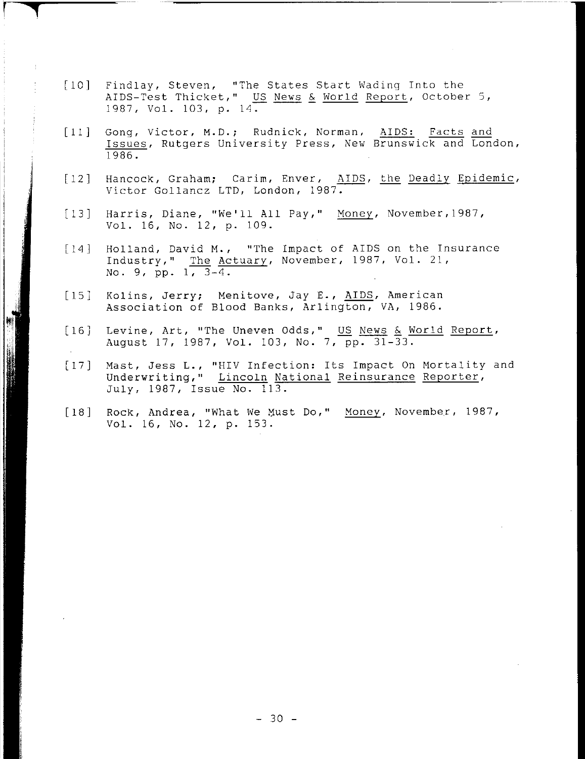[10] Findlay, Steven, "The States Start Wading Into the AIDS-Test Thicket," US News & World Report, October 5, 1987, Vol. 103, p. 14.

[11] Gong, Victor, M.D.; Rudnick, Norman, AIDS: Facts and Issues, Rutgers University Press, New Brunswick and London, 1986.

[12] Hancock, Graham; Carim, Enver, AIDS, the Deadly Epidemic, Victor Gollancz LTD, London, 1987.

[13] Harris, Diane, "We'll All Pay," Money, November, 1987, Vol. 16, No. 12, p. 109.

[14] Holland, David M., "The Impact of AIDS on the Insurance Industry," The Actuary, November, 1987, Vol. 21, No. 9, pp. 1, 3-4.

[15] Kolins, Jerry; Menitove, Jay E., AIDS, American Association of Blood Banks, Arlington, VA, 1986.

[16] Levine, Art, "The Uneven Odds," US News & World Report, August 17, 1987, Vol. 103, No. 7, pp. 31-33.

[17] Mast, Jess L., "HIV Infection: Its Impact On Mortality and Underwriting," Lincoln National Reinsurance Reporter, July, 1987, Issue No. 113.

[18] Rock, Andrea, "What We Must Do," Money, November, 1987, Vol. 16, No. 12, p. 153.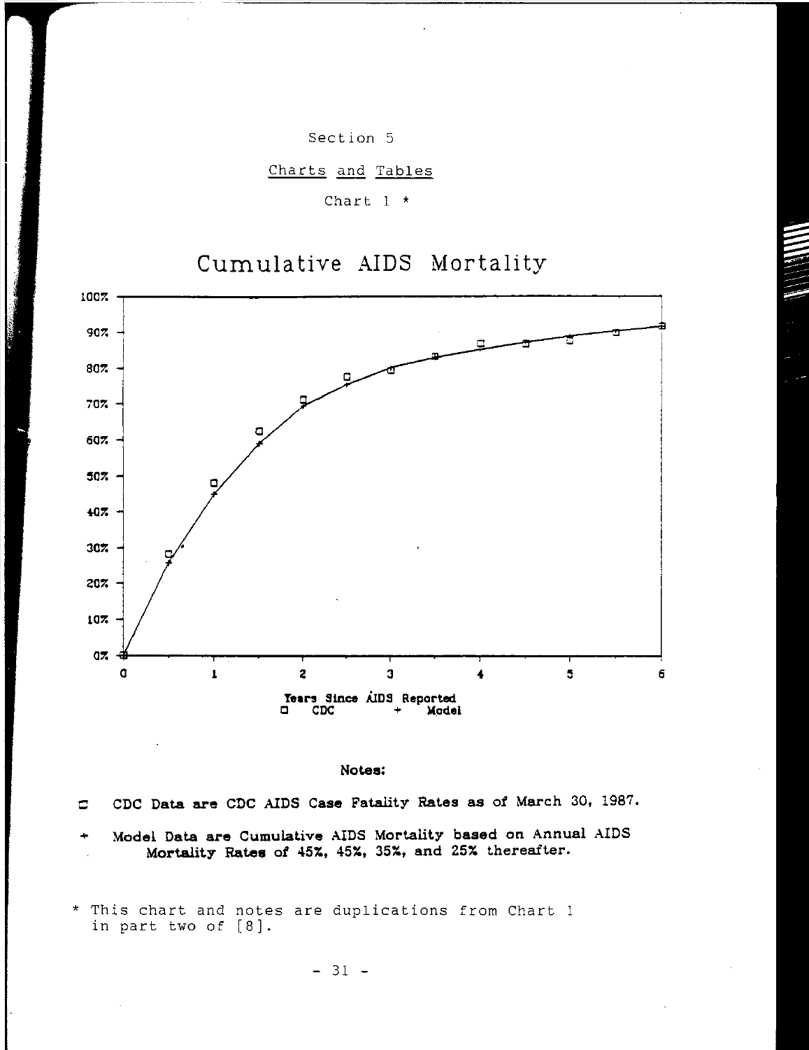Section 5

Charts and Tables

Chart 1 *

Cumulative AIDS Mortality

Years Since AIDS Reported

□ CDC + Model

**Notes:**

□ CDC Data are CDC AIDS Case Fatality Rates as of March 30, 1987.

+ Model Data are Cumulative AIDS Mortality based on Annual AIDS Mortality Rates of 45%, 45%, 35%, and 25% thereafter.

* This chart and notes are duplications from Chart 1 in part two of [8].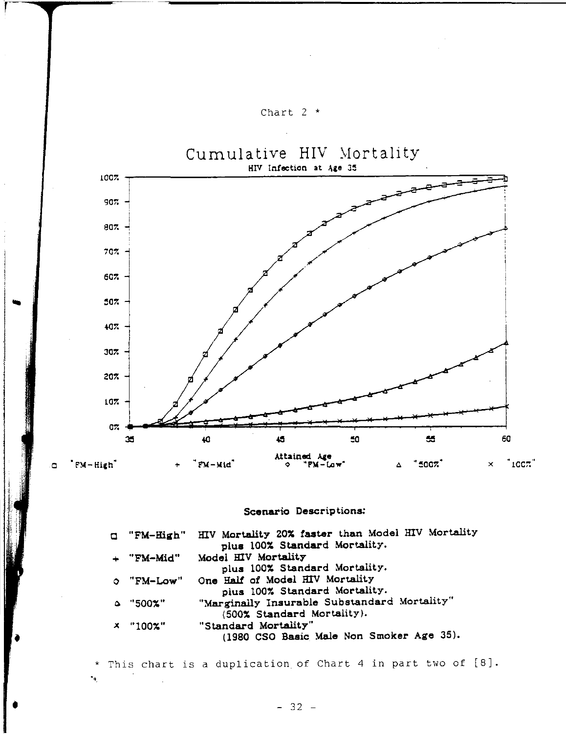Chart 2 *

## Cumulative HIV Mortality

HIV Infection at Age 35

Attained Age

□ "FM-High" + "FM-Mid" ◇ "FM-Low" △ "500%" × "100%"

**Scenario Descriptions:**

| | |
|---|---|
| □ "FM-High" | HIV Mortality 20% faster than Model HIV Mortality plus 100% Standard Mortality. |
| + "FM-Mid" | Model HIV Mortality plus 100% Standard Mortality. |
| ◇ "FM-Low" | One Half of Model HIV Mortality plus 100% Standard Mortality. |
| △ "500%" | "Marginally Insurable Substandard Mortality" (500% Standard Mortality). |
| × "100%" | "Standard Mortality" (1980 CSO Basic Male Non Smoker Age 35). |

* This chart is a duplication of Chart 4 in part two of [8].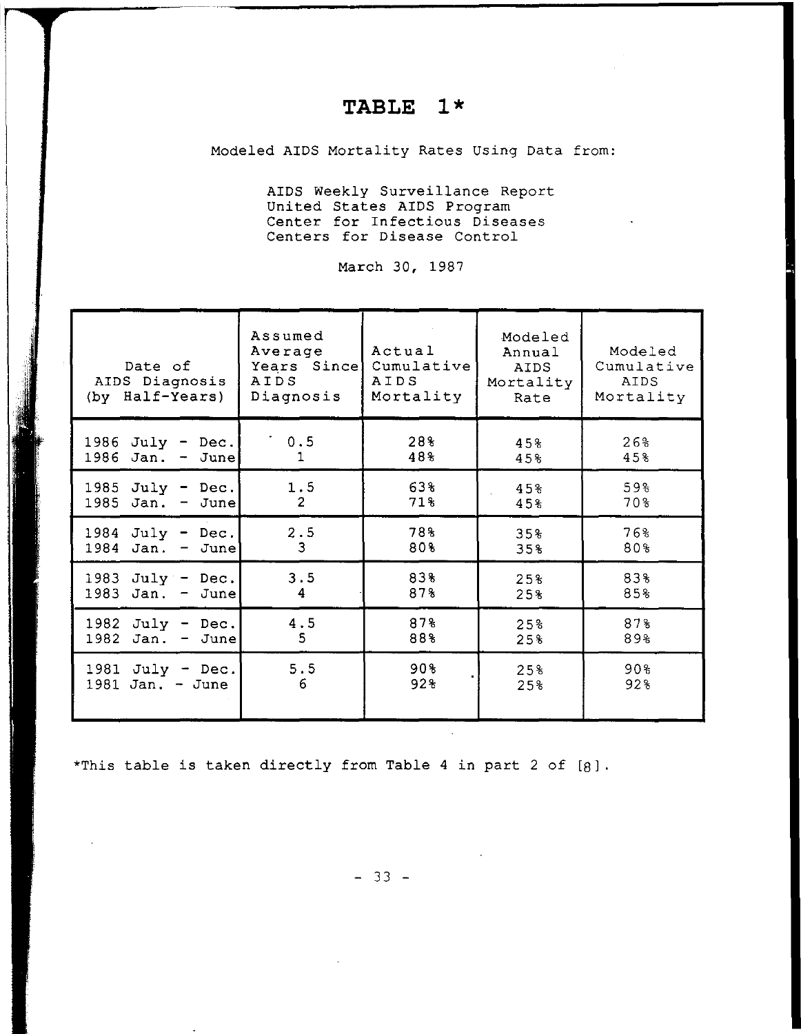# TABLE 1*

Modeled AIDS Mortality Rates Using Data from:

AIDS Weekly Surveillance Report
United States AIDS Program
Center for Infectious Diseases
Centers for Disease Control

March 30, 1987

| Date of AIDS Diagnosis (by Half-Years) | Assumed Average Years Since AIDS Diagnosis | Actual Cumulative AIDS Mortality | Modeled Annual AIDS Mortality Rate | Modeled Cumulative AIDS Mortality |
|---|---|---|---|---|
| 1986 July - Dec. | 0.5 | 28% | 45% | 26% |
| 1986 Jan. - June | 1 | 48% | 45% | 45% |
| 1985 July - Dec. | 1.5 | 63% | 45% | 59% |
| 1985 Jan. - June | 2 | 71% | 45% | 70% |
| 1984 July - Dec. | 2.5 | 78% | 35% | 76% |
| 1984 Jan. - June | 3 | 80% | 35% | 80% |
| 1983 July - Dec. | 3.5 | 83% | 25% | 83% |
| 1983 Jan. - June | 4 | 87% | 25% | 85% |
| 1982 July - Dec. | 4.5 | 87% | 25% | 87% |
| 1982 Jan. - June | 5 | 88% | 25% | 89% |
| 1981 July - Dec. | 5.5 | 90% | 25% | 90% |
| 1981 Jan. - June | 6 | 92% | 25% | 92% |

*This table is taken directly from Table 4 in part 2 of [8].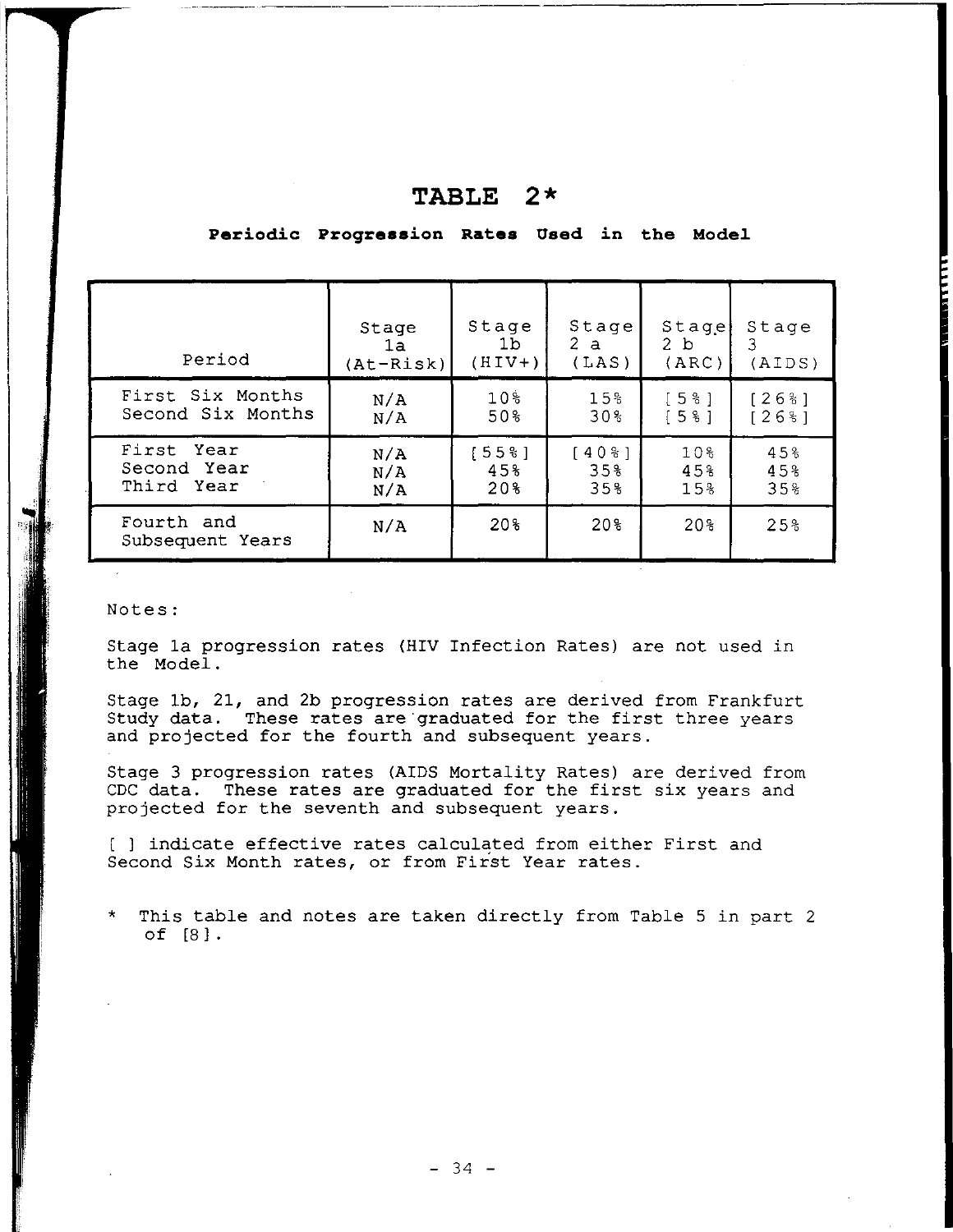# TABLE 2*

**Periodic Progression Rates Used in the Model**

| Period | Stage 1a (At-Risk) | Stage 1b (HIV+) | Stage 2 a (LAS) | Stage 2 b (ARC) | Stage 3 (AIDS) |
|---|---|---|---|---|---|
| First Six Months | N/A | 10% | 15% | [5%] | [26%] |
| Second Six Months | N/A | 50% | 30% | [5%] | [26%] |
| First Year | N/A | [55%] | [40%] | 10% | 45% |
| Second Year | N/A | 45% | 35% | 45% | 45% |
| Third Year | N/A | 20% | 35% | 15% | 35% |
| Fourth and Subsequent Years | N/A | 20% | 20% | 20% | 25% |

Notes:

Stage 1a progression rates (HIV Infection Rates) are not used in the Model.

Stage 1b, 21, and 2b progression rates are derived from Frankfurt Study data. These rates are graduated for the first three years and projected for the fourth and subsequent years.

Stage 3 progression rates (AIDS Mortality Rates) are derived from CDC data. These rates are graduated for the first six years and projected for the seventh and subsequent years.

[ ] indicate effective rates calculated from either First and Second Six Month rates, or from First Year rates.

\* This table and notes are taken directly from Table 5 in part 2 of [8].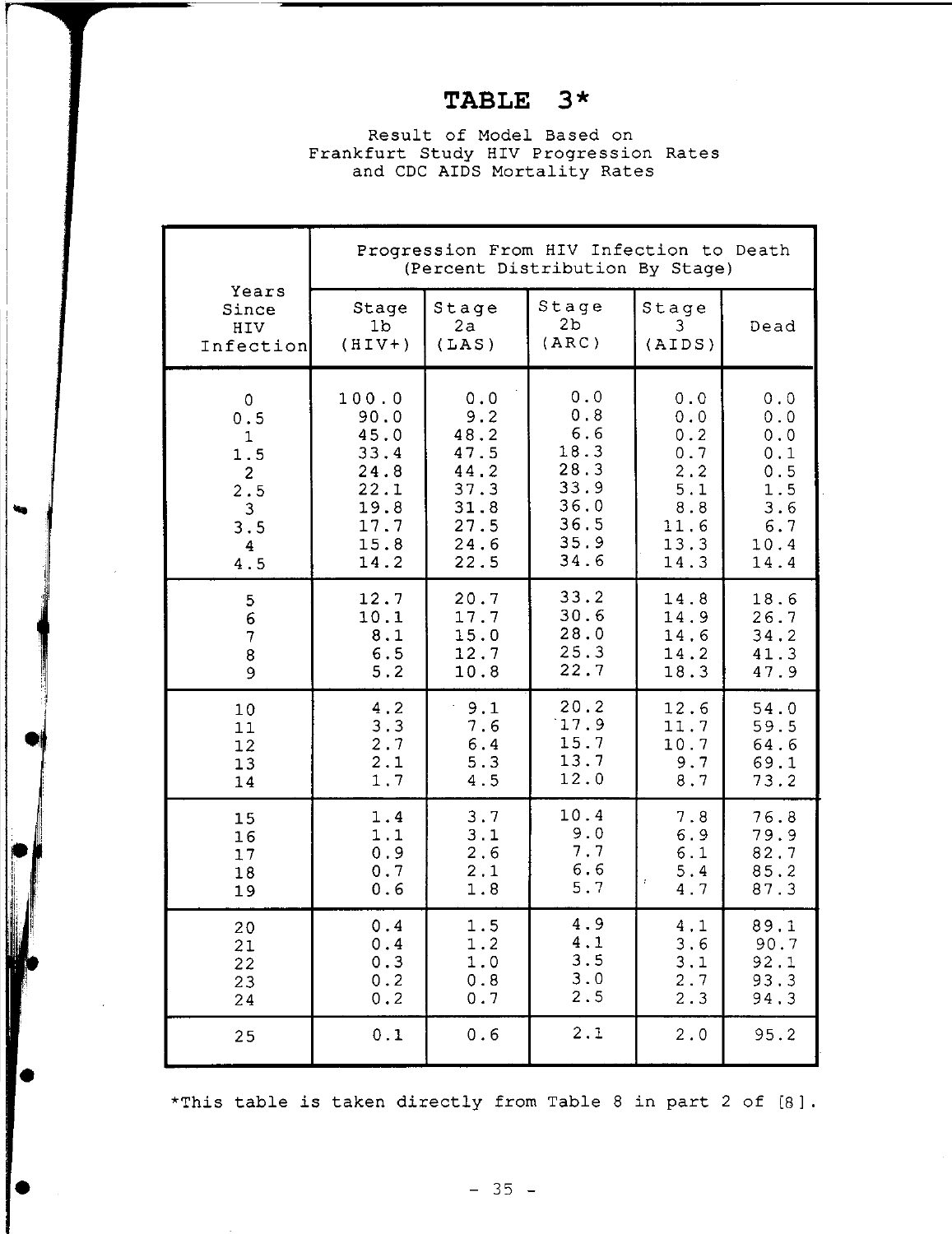# TABLE 3*

Result of Model Based on
Frankfurt Study HIV Progression Rates
and CDC AIDS Mortality Rates

| Years Since HIV Infection | Progression From HIV Infection to Death (Percent Distribution By Stage) | | | | |
|---|---|---|---|---|---|
| | Stage 1b (HIV+) | Stage 2a (LAS) | Stage 2b (ARC) | Stage 3 (AIDS) | Dead |
| 0 | 100.0 | 0.0 | 0.0 | 0.0 | 0.0 |
| 0.5 | 90.0 | 9.2 | 0.8 | 0.0 | 0.0 |
| 1 | 45.0 | 48.2 | 6.6 | 0.2 | 0.0 |
| 1.5 | 33.4 | 47.5 | 18.3 | 0.7 | 0.1 |
| 2 | 24.8 | 44.2 | 28.3 | 2.2 | 0.5 |
| 2.5 | 22.1 | 37.3 | 33.9 | 5.1 | 1.5 |
| 3 | 19.8 | 31.8 | 36.0 | 8.8 | 3.6 |
| 3.5 | 17.7 | 27.5 | 36.5 | 11.6 | 6.7 |
| 4 | 15.8 | 24.6 | 35.9 | 13.3 | 10.4 |
| 4.5 | 14.2 | 22.5 | 34.6 | 14.3 | 14.4 |
| 5 | 12.7 | 20.7 | 33.2 | 14.8 | 18.6 |
| 6 | 10.1 | 17.7 | 30.6 | 14.9 | 26.7 |
| 7 | 8.1 | 15.0 | 28.0 | 14.6 | 34.2 |
| 8 | 6.5 | 12.7 | 25.3 | 14.2 | 41.3 |
| 9 | 5.2 | 10.8 | 22.7 | 18.3 | 47.9 |
| 10 | 4.2 | 9.1 | 20.2 | 12.6 | 54.0 |
| 11 | 3.3 | 7.6 | 17.9 | 11.7 | 59.5 |
| 12 | 2.7 | 6.4 | 15.7 | 10.7 | 64.6 |
| 13 | 2.1 | 5.3 | 13.7 | 9.7 | 69.1 |
| 14 | 1.7 | 4.5 | 12.0 | 8.7 | 73.2 |
| 15 | 1.4 | 3.7 | 10.4 | 7.8 | 76.8 |
| 16 | 1.1 | 3.1 | 9.0 | 6.9 | 79.9 |
| 17 | 0.9 | 2.6 | 7.7 | 6.1 | 82.7 |
| 18 | 0.7 | 2.1 | 6.6 | 5.4 | 85.2 |
| 19 | 0.6 | 1.8 | 5.7 | 4.7 | 87.3 |
| 20 | 0.4 | 1.5 | 4.9 | 4.1 | 89.1 |
| 21 | 0.4 | 1.2 | 4.1 | 3.6 | 90.7 |
| 22 | 0.3 | 1.0 | 3.5 | 3.1 | 92.1 |
| 23 | 0.2 | 0.8 | 3.0 | 2.7 | 93.3 |
| 24 | 0.2 | 0.7 | 2.5 | 2.3 | 94.3 |
| 25 | 0.1 | 0.6 | 2.1 | 2.0 | 95.2 |

*This table is taken directly from Table 8 in part 2 of [8].